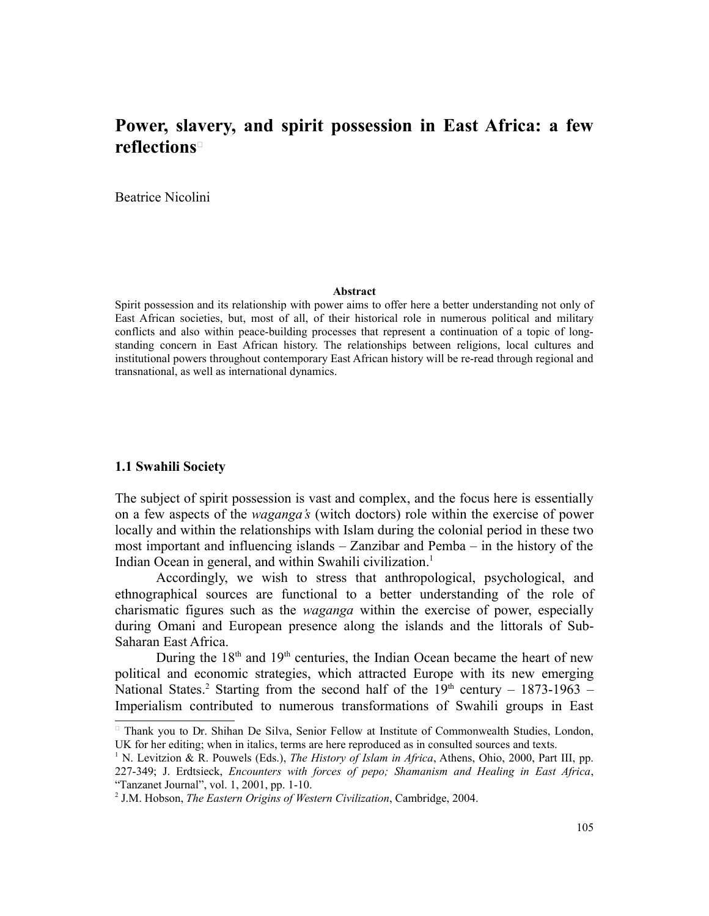# Power, slavery, and spirit possession in East Africa: a few reflections[*]

Beatrice Nicolini

**Abstract**

Spirit possession and its relationship with power aims to offer here a better understanding not only of East African societies, but, most of all, of their historical role in numerous political and military conflicts and also within peace-building processes that represent a continuation of a topic of long-standing concern in East African history. The relationships between religions, local cultures and institutional powers throughout contemporary East African history will be re-read through regional and transnational, as well as international dynamics.

## 1.1 Swahili Society

The subject of spirit possession is vast and complex, and the focus here is essentially on a few aspects of the *waganga's* (witch doctors) role within the exercise of power locally and within the relationships with Islam during the colonial period in these two most important and influencing islands – Zanzibar and Pemba – in the history of the Indian Ocean in general, and within Swahili civilization.[1]

Accordingly, we wish to stress that anthropological, psychological, and ethnographical sources are functional to a better understanding of the role of charismatic figures such as the *waganga* within the exercise of power, especially during Omani and European presence along the islands and the littorals of Sub-Saharan East Africa.

During the 18th and 19th centuries, the Indian Ocean became the heart of new political and economic strategies, which attracted Europe with its new emerging National States.[2] Starting from the second half of the 19th century – 1873-1963 – Imperialism contributed to numerous transformations of Swahili groups in East

---

[*] Thank you to Dr. Shihan De Silva, Senior Fellow at Institute of Commonwealth Studies, London, UK for her editing; when in italics, terms are here reproduced as in consulted sources and texts.

[1] N. Levitzion & R. Pouwels (Eds.), *The History of Islam in Africa*, Athens, Ohio, 2000, Part III, pp. 227-349; J. Erdtsieck, *Encounters with forces of pepo; Shamanism and Healing in East Africa*, "Tanzanet Journal", vol. 1, 2001, pp. 1-10.

[2] J.M. Hobson, *The Eastern Origins of Western Civilization*, Cambridge, 2004.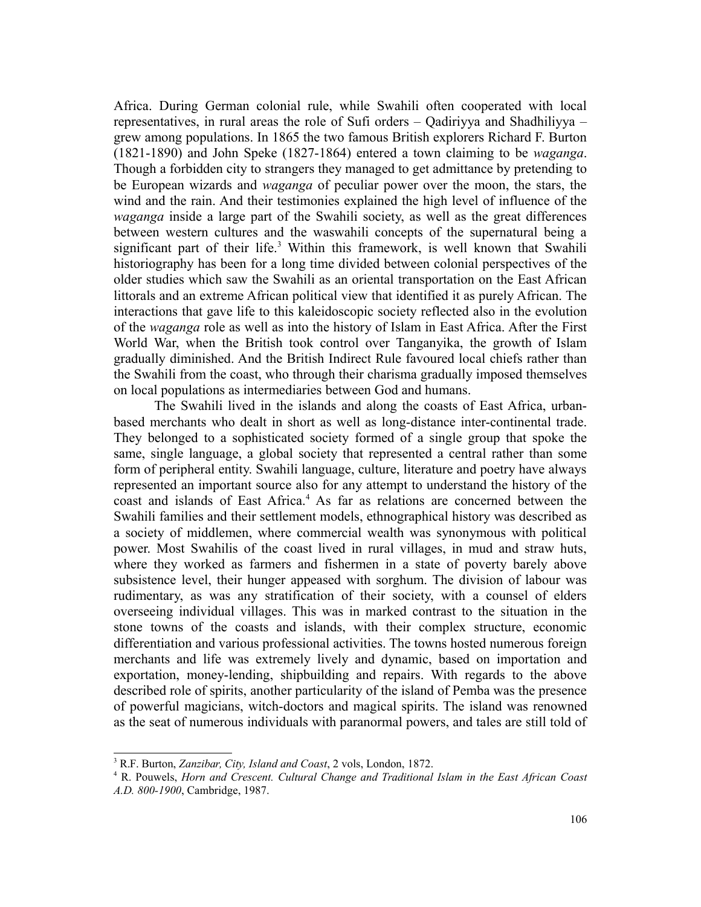Africa. During German colonial rule, while Swahili often cooperated with local representatives, in rural areas the role of Sufi orders – Qadiriyya and Shadhiliyya – grew among populations. In 1865 the two famous British explorers Richard F. Burton (1821-1890) and John Speke (1827-1864) entered a town claiming to be *waganga*. Though a forbidden city to strangers they managed to get admittance by pretending to be European wizards and *waganga* of peculiar power over the moon, the stars, the wind and the rain. And their testimonies explained the high level of influence of the *waganga* inside a large part of the Swahili society, as well as the great differences between western cultures and the waswahili concepts of the supernatural being a significant part of their life.[3] Within this framework, is well known that Swahili historiography has been for a long time divided between colonial perspectives of the older studies which saw the Swahili as an oriental transportation on the East African littorals and an extreme African political view that identified it as purely African. The interactions that gave life to this kaleidoscopic society reflected also in the evolution of the *waganga* role as well as into the history of Islam in East Africa. After the First World War, when the British took control over Tanganyika, the growth of Islam gradually diminished. And the British Indirect Rule favoured local chiefs rather than the Swahili from the coast, who through their charisma gradually imposed themselves on local populations as intermediaries between God and humans.

The Swahili lived in the islands and along the coasts of East Africa, urban-based merchants who dealt in short as well as long-distance inter-continental trade. They belonged to a sophisticated society formed of a single group that spoke the same, single language, a global society that represented a central rather than some form of peripheral entity. Swahili language, culture, literature and poetry have always represented an important source also for any attempt to understand the history of the coast and islands of East Africa.[4] As far as relations are concerned between the Swahili families and their settlement models, ethnographical history was described as a society of middlemen, where commercial wealth was synonymous with political power. Most Swahilis of the coast lived in rural villages, in mud and straw huts, where they worked as farmers and fishermen in a state of poverty barely above subsistence level, their hunger appeased with sorghum. The division of labour was rudimentary, as was any stratification of their society, with a counsel of elders overseeing individual villages. This was in marked contrast to the situation in the stone towns of the coasts and islands, with their complex structure, economic differentiation and various professional activities. The towns hosted numerous foreign merchants and life was extremely lively and dynamic, based on importation and exportation, money-lending, shipbuilding and repairs. With regards to the above described role of spirits, another particularity of the island of Pemba was the presence of powerful magicians, witch-doctors and magical spirits. The island was renowned as the seat of numerous individuals with paranormal powers, and tales are still told of

---

[3] R.F. Burton, *Zanzibar, City, Island and Coast*, 2 vols, London, 1872.

[4] R. Pouwels, *Horn and Crescent. Cultural Change and Traditional Islam in the East African Coast A.D. 800-1900*, Cambridge, 1987.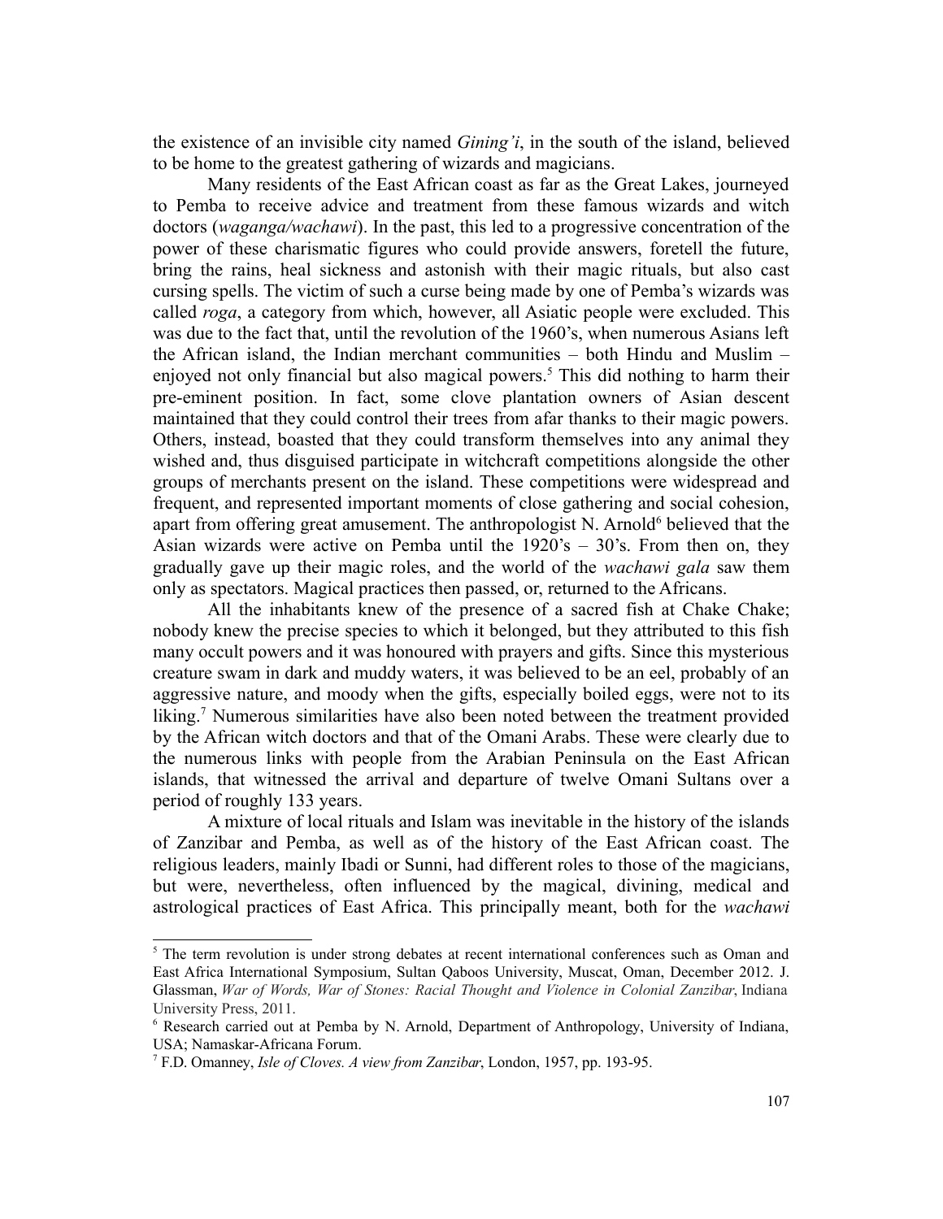the existence of an invisible city named *Gining'i*, in the south of the island, believed to be home to the greatest gathering of wizards and magicians.

Many residents of the East African coast as far as the Great Lakes, journeyed to Pemba to receive advice and treatment from these famous wizards and witch doctors (*waganga/wachawi*). In the past, this led to a progressive concentration of the power of these charismatic figures who could provide answers, foretell the future, bring the rains, heal sickness and astonish with their magic rituals, but also cast cursing spells. The victim of such a curse being made by one of Pemba's wizards was called *roga*, a category from which, however, all Asiatic people were excluded. This was due to the fact that, until the revolution of the 1960's, when numerous Asians left the African island, the Indian merchant communities – both Hindu and Muslim – enjoyed not only financial but also magical powers.[5] This did nothing to harm their pre-eminent position. In fact, some clove plantation owners of Asian descent maintained that they could control their trees from afar thanks to their magic powers. Others, instead, boasted that they could transform themselves into any animal they wished and, thus disguised participate in witchcraft competitions alongside the other groups of merchants present on the island. These competitions were widespread and frequent, and represented important moments of close gathering and social cohesion, apart from offering great amusement. The anthropologist N. Arnold[6] believed that the Asian wizards were active on Pemba until the 1920's – 30's. From then on, they gradually gave up their magic roles, and the world of the *wachawi gala* saw them only as spectators. Magical practices then passed, or, returned to the Africans.

All the inhabitants knew of the presence of a sacred fish at Chake Chake; nobody knew the precise species to which it belonged, but they attributed to this fish many occult powers and it was honoured with prayers and gifts. Since this mysterious creature swam in dark and muddy waters, it was believed to be an eel, probably of an aggressive nature, and moody when the gifts, especially boiled eggs, were not to its liking.[7] Numerous similarities have also been noted between the treatment provided by the African witch doctors and that of the Omani Arabs. These were clearly due to the numerous links with people from the Arabian Peninsula on the East African islands, that witnessed the arrival and departure of twelve Omani Sultans over a period of roughly 133 years.

A mixture of local rituals and Islam was inevitable in the history of the islands of Zanzibar and Pemba, as well as of the history of the East African coast. The religious leaders, mainly Ibadi or Sunni, had different roles to those of the magicians, but were, nevertheless, often influenced by the magical, divining, medical and astrological practices of East Africa. This principally meant, both for the *wachawi*

---

[5] The term revolution is under strong debates at recent international conferences such as Oman and East Africa International Symposium, Sultan Qaboos University, Muscat, Oman, December 2012. J. Glassman, *War of Words, War of Stones: Racial Thought and Violence in Colonial Zanzibar*, Indiana University Press, 2011.

[6] Research carried out at Pemba by N. Arnold, Department of Anthropology, University of Indiana, USA; Namaskar-Africana Forum.

[7] F.D. Omanney, *Isle of Cloves. A view from Zanzibar*, London, 1957, pp. 193-95.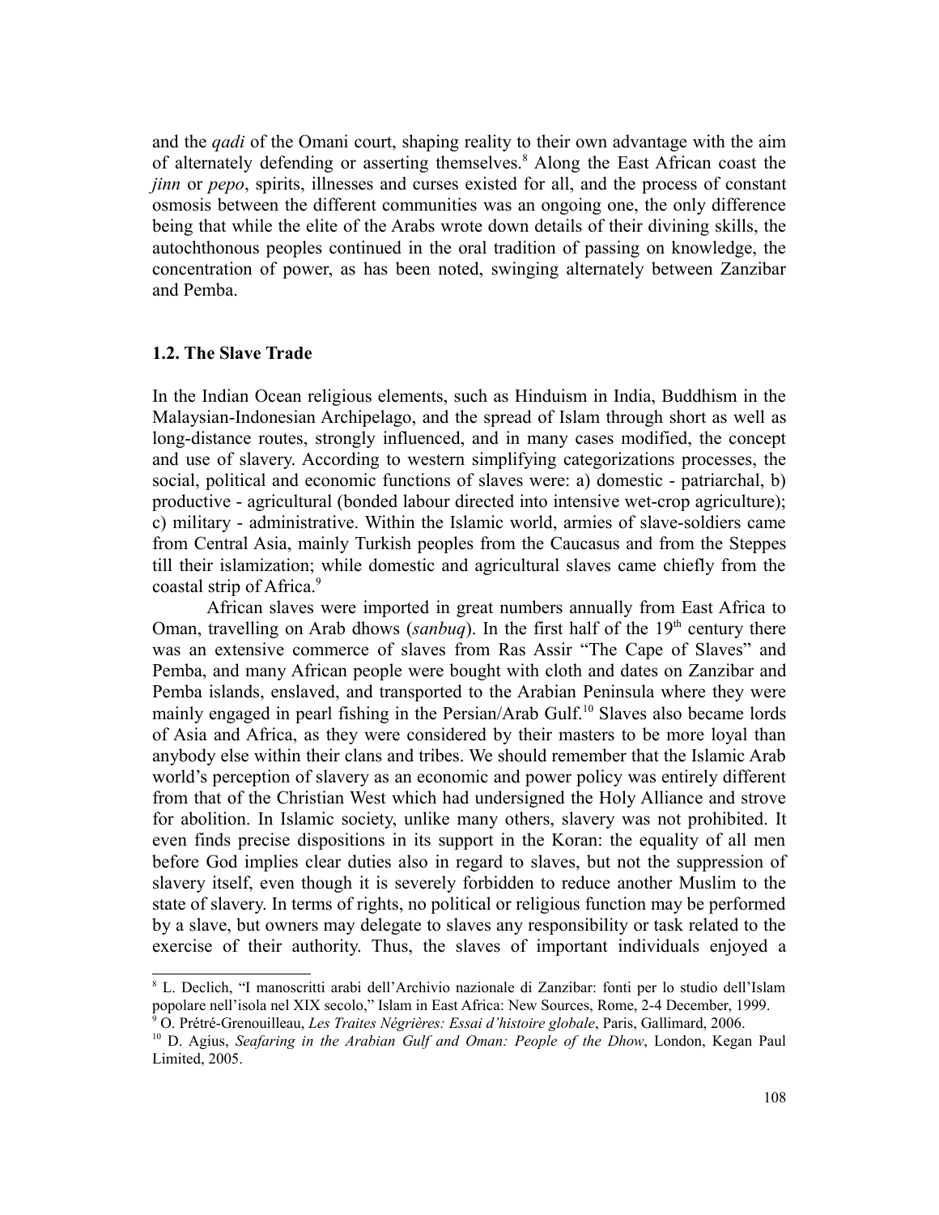and the *qadi* of the Omani court, shaping reality to their own advantage with the aim of alternately defending or asserting themselves.[8] Along the East African coast the *jinn* or *pepo*, spirits, illnesses and curses existed for all, and the process of constant osmosis between the different communities was an ongoing one, the only difference being that while the elite of the Arabs wrote down details of their divining skills, the autochthonous peoples continued in the oral tradition of passing on knowledge, the concentration of power, as has been noted, swinging alternately between Zanzibar and Pemba.

### 1.2. The Slave Trade

In the Indian Ocean religious elements, such as Hinduism in India, Buddhism in the Malaysian-Indonesian Archipelago, and the spread of Islam through short as well as long-distance routes, strongly influenced, and in many cases modified, the concept and use of slavery. According to western simplifying categorizations processes, the social, political and economic functions of slaves were: a) domestic - patriarchal, b) productive - agricultural (bonded labour directed into intensive wet-crop agriculture); c) military - administrative. Within the Islamic world, armies of slave-soldiers came from Central Asia, mainly Turkish peoples from the Caucasus and from the Steppes till their islamization; while domestic and agricultural slaves came chiefly from the coastal strip of Africa.[9]

African slaves were imported in great numbers annually from East Africa to Oman, travelling on Arab dhows (*sanbuq*). In the first half of the 19th century there was an extensive commerce of slaves from Ras Assir "The Cape of Slaves" and Pemba, and many African people were bought with cloth and dates on Zanzibar and Pemba islands, enslaved, and transported to the Arabian Peninsula where they were mainly engaged in pearl fishing in the Persian/Arab Gulf.[10] Slaves also became lords of Asia and Africa, as they were considered by their masters to be more loyal than anybody else within their clans and tribes. We should remember that the Islamic Arab world's perception of slavery as an economic and power policy was entirely different from that of the Christian West which had undersigned the Holy Alliance and strove for abolition. In Islamic society, unlike many others, slavery was not prohibited. It even finds precise dispositions in its support in the Koran: the equality of all men before God implies clear duties also in regard to slaves, but not the suppression of slavery itself, even though it is severely forbidden to reduce another Muslim to the state of slavery. In terms of rights, no political or religious function may be performed by a slave, but owners may delegate to slaves any responsibility or task related to the exercise of their authority. Thus, the slaves of important individuals enjoyed a

---

[8] L. Declich, "I manoscritti arabi dell'Archivio nazionale di Zanzibar: fonti per lo studio dell'Islam popolare nell'isola nel XIX secolo," Islam in East Africa: New Sources, Rome, 2-4 December, 1999.

[9] O. Prétré-Grenouilleau, *Les Traites Négrières: Essai d'histoire globale*, Paris, Gallimard, 2006.

[10] D. Agius, *Seafaring in the Arabian Gulf and Oman: People of the Dhow*, London, Kegan Paul Limited, 2005.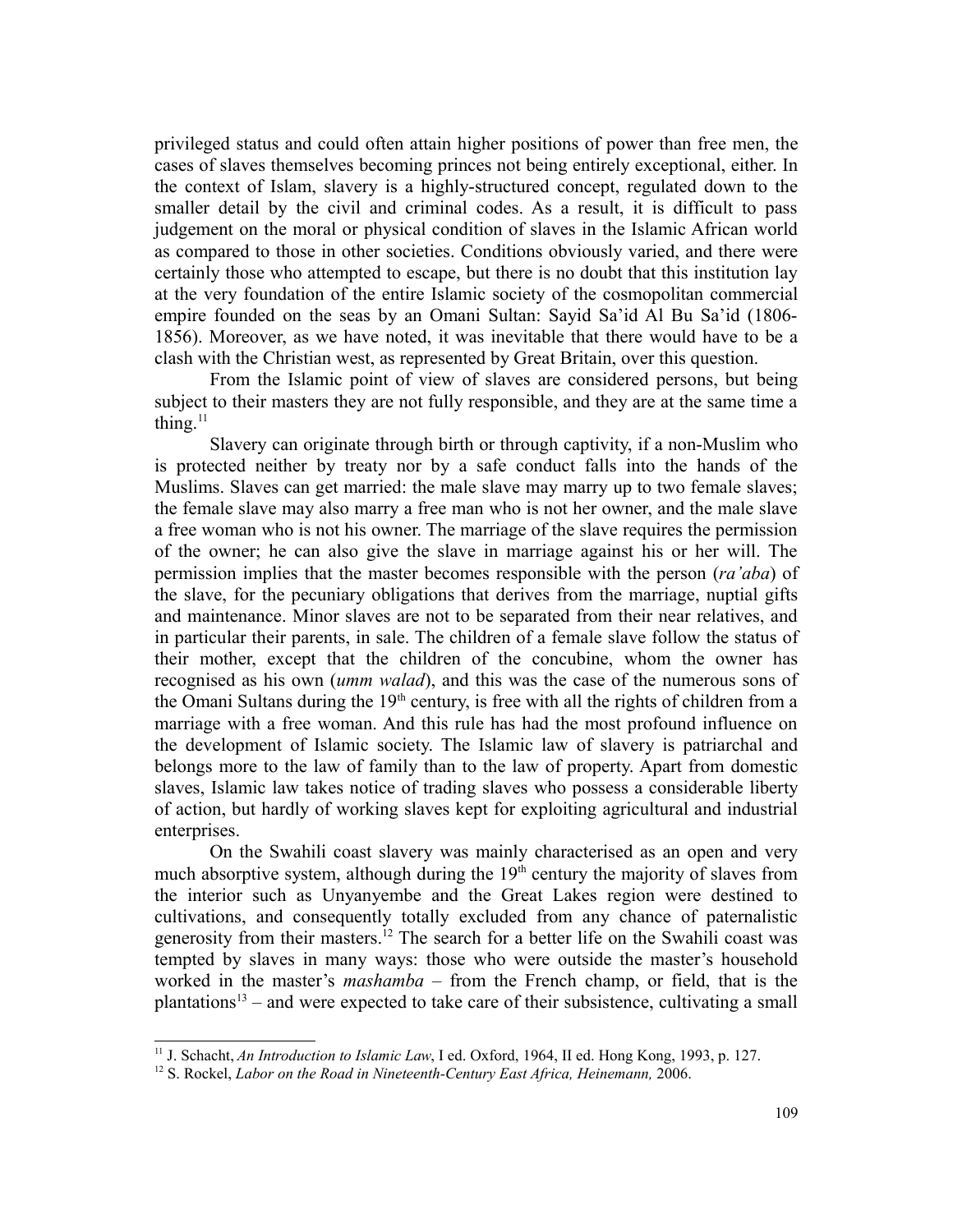privileged status and could often attain higher positions of power than free men, the cases of slaves themselves becoming princes not being entirely exceptional, either. In the context of Islam, slavery is a highly-structured concept, regulated down to the smaller detail by the civil and criminal codes. As a result, it is difficult to pass judgement on the moral or physical condition of slaves in the Islamic African world as compared to those in other societies. Conditions obviously varied, and there were certainly those who attempted to escape, but there is no doubt that this institution lay at the very foundation of the entire Islamic society of the cosmopolitan commercial empire founded on the seas by an Omani Sultan: Sayid Sa'id Al Bu Sa'id (1806-1856). Moreover, as we have noted, it was inevitable that there would have to be a clash with the Christian west, as represented by Great Britain, over this question.

From the Islamic point of view of slaves are considered persons, but being subject to their masters they are not fully responsible, and they are at the same time a thing.[11]

Slavery can originate through birth or through captivity, if a non-Muslim who is protected neither by treaty nor by a safe conduct falls into the hands of the Muslims. Slaves can get married: the male slave may marry up to two female slaves; the female slave may also marry a free man who is not her owner, and the male slave a free woman who is not his owner. The marriage of the slave requires the permission of the owner; he can also give the slave in marriage against his or her will. The permission implies that the master becomes responsible with the person (*ra'aba*) of the slave, for the pecuniary obligations that derives from the marriage, nuptial gifts and maintenance. Minor slaves are not to be separated from their near relatives, and in particular their parents, in sale. The children of a female slave follow the status of their mother, except that the children of the concubine, whom the owner has recognised as his own (*umm walad*), and this was the case of the numerous sons of the Omani Sultans during the 19th century, is free with all the rights of children from a marriage with a free woman. And this rule has had the most profound influence on the development of Islamic society. The Islamic law of slavery is patriarchal and belongs more to the law of family than to the law of property. Apart from domestic slaves, Islamic law takes notice of trading slaves who possess a considerable liberty of action, but hardly of working slaves kept for exploiting agricultural and industrial enterprises.

On the Swahili coast slavery was mainly characterised as an open and very much absorptive system, although during the 19th century the majority of slaves from the interior such as Unyanyembe and the Great Lakes region were destined to cultivations, and consequently totally excluded from any chance of paternalistic generosity from their masters.[12] The search for a better life on the Swahili coast was tempted by slaves in many ways: those who were outside the master's household worked in the master's *mashamba* – from the French champ, or field, that is the plantations[13] – and were expected to take care of their subsistence, cultivating a small

---

[11] J. Schacht, *An Introduction to Islamic Law*, I ed. Oxford, 1964, II ed. Hong Kong, 1993, p. 127.

[12] S. Rockel, *Labor on the Road in Nineteenth-Century East Africa, Heinemann,* 2006.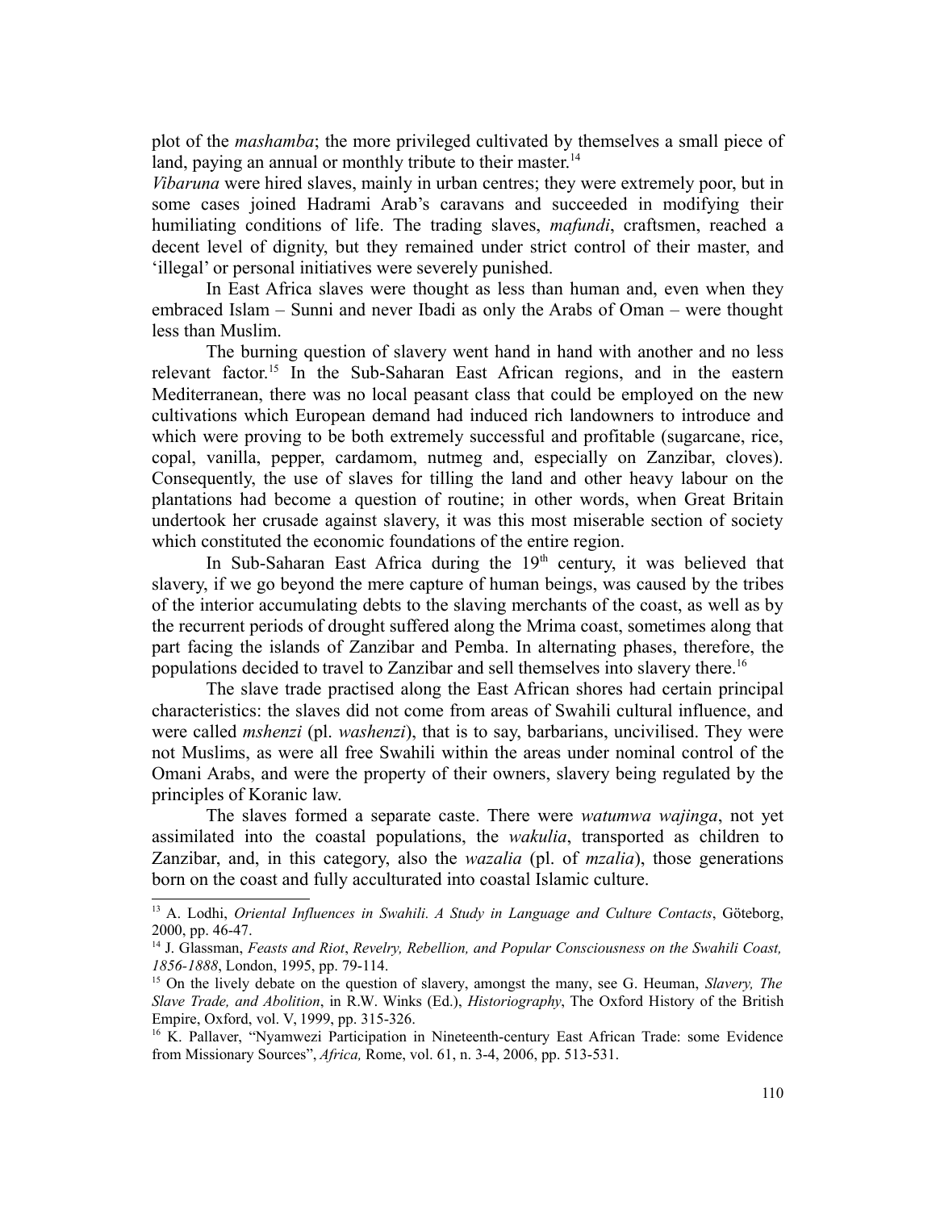plot of the *mashamba*; the more privileged cultivated by themselves a small piece of land, paying an annual or monthly tribute to their master.[14]

*Vibaruna* were hired slaves, mainly in urban centres; they were extremely poor, but in some cases joined Hadrami Arab's caravans and succeeded in modifying their humiliating conditions of life. The trading slaves, *mafundi*, craftsmen, reached a decent level of dignity, but they remained under strict control of their master, and 'illegal' or personal initiatives were severely punished.

In East Africa slaves were thought as less than human and, even when they embraced Islam – Sunni and never Ibadi as only the Arabs of Oman – were thought less than Muslim.

The burning question of slavery went hand in hand with another and no less relevant factor.[15] In the Sub-Saharan East African regions, and in the eastern Mediterranean, there was no local peasant class that could be employed on the new cultivations which European demand had induced rich landowners to introduce and which were proving to be both extremely successful and profitable (sugarcane, rice, copal, vanilla, pepper, cardamom, nutmeg and, especially on Zanzibar, cloves). Consequently, the use of slaves for tilling the land and other heavy labour on the plantations had become a question of routine; in other words, when Great Britain undertook her crusade against slavery, it was this most miserable section of society which constituted the economic foundations of the entire region.

In Sub-Saharan East Africa during the 19th century, it was believed that slavery, if we go beyond the mere capture of human beings, was caused by the tribes of the interior accumulating debts to the slaving merchants of the coast, as well as by the recurrent periods of drought suffered along the Mrima coast, sometimes along that part facing the islands of Zanzibar and Pemba. In alternating phases, therefore, the populations decided to travel to Zanzibar and sell themselves into slavery there.[16]

The slave trade practised along the East African shores had certain principal characteristics: the slaves did not come from areas of Swahili cultural influence, and were called *mshenzi* (pl. *washenzi*), that is to say, barbarians, uncivilised. They were not Muslims, as were all free Swahili within the areas under nominal control of the Omani Arabs, and were the property of their owners, slavery being regulated by the principles of Koranic law.

The slaves formed a separate caste. There were *watumwa wajinga*, not yet assimilated into the coastal populations, the *wakulia*, transported as children to Zanzibar, and, in this category, also the *wazalia* (pl. of *mzalia*), those generations born on the coast and fully acculturated into coastal Islamic culture.

---

[13] A. Lodhi, *Oriental Influences in Swahili. A Study in Language and Culture Contacts*, Göteborg, 2000, pp. 46-47.

[14] J. Glassman, *Feasts and Riot*, *Revelry, Rebellion, and Popular Consciousness on the Swahili Coast, 1856-1888*, London, 1995, pp. 79-114.

[15] On the lively debate on the question of slavery, amongst the many, see G. Heuman, *Slavery, The Slave Trade, and Abolition*, in R.W. Winks (Ed.), *Historiography*, The Oxford History of the British Empire, Oxford, vol. V, 1999, pp. 315-326.

[16] K. Pallaver, "Nyamwezi Participation in Nineteenth-century East African Trade: some Evidence from Missionary Sources", *Africa,* Rome, vol. 61, n. 3-4, 2006, pp. 513-531.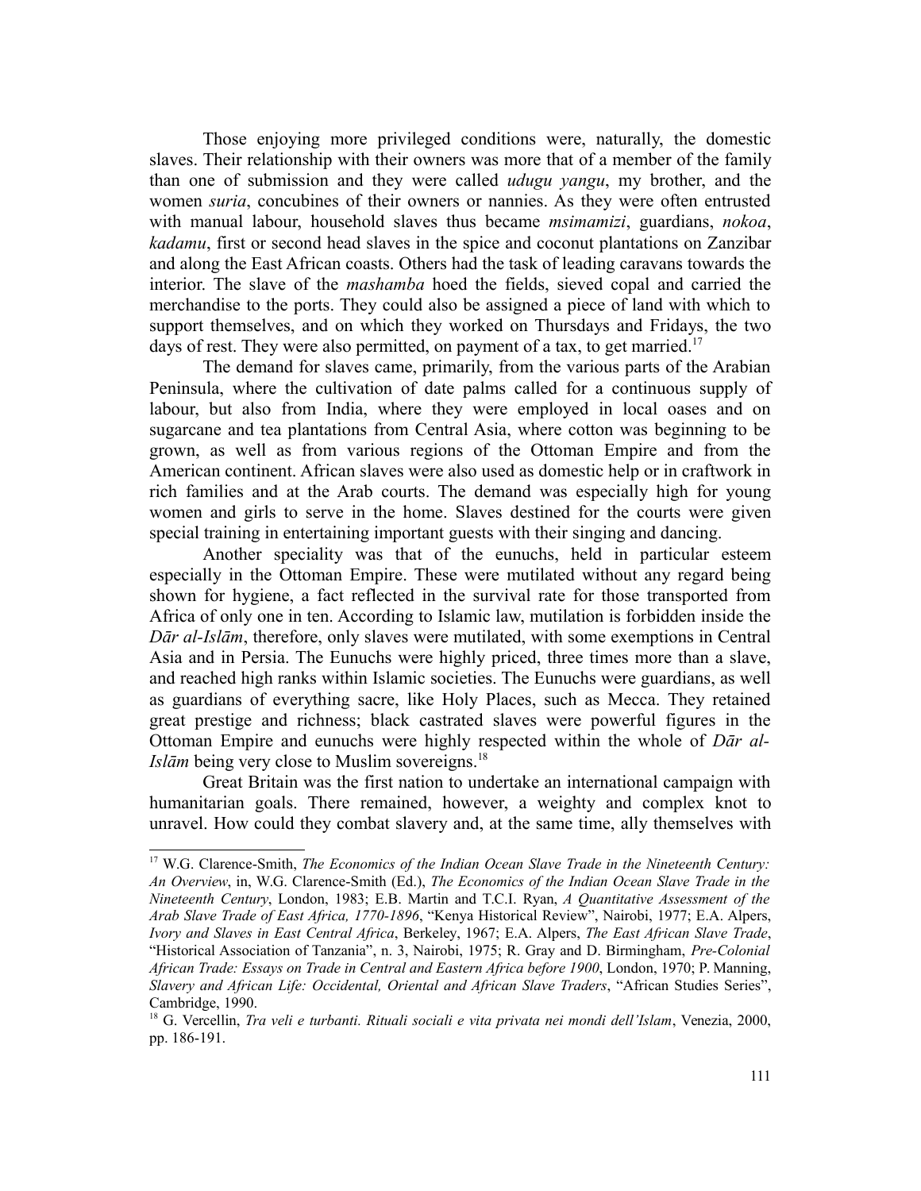Those enjoying more privileged conditions were, naturally, the domestic slaves. Their relationship with their owners was more that of a member of the family than one of submission and they were called *udugu yangu*, my brother, and the women *suria*, concubines of their owners or nannies. As they were often entrusted with manual labour, household slaves thus became *msimamizi*, guardians, *nokoa*, *kadamu*, first or second head slaves in the spice and coconut plantations on Zanzibar and along the East African coasts. Others had the task of leading caravans towards the interior. The slave of the *mashamba* hoed the fields, sieved copal and carried the merchandise to the ports. They could also be assigned a piece of land with which to support themselves, and on which they worked on Thursdays and Fridays, the two days of rest. They were also permitted, on payment of a tax, to get married.[17]

The demand for slaves came, primarily, from the various parts of the Arabian Peninsula, where the cultivation of date palms called for a continuous supply of labour, but also from India, where they were employed in local oases and on sugarcane and tea plantations from Central Asia, where cotton was beginning to be grown, as well as from various regions of the Ottoman Empire and from the American continent. African slaves were also used as domestic help or in craftwork in rich families and at the Arab courts. The demand was especially high for young women and girls to serve in the home. Slaves destined for the courts were given special training in entertaining important guests with their singing and dancing.

Another speciality was that of the eunuchs, held in particular esteem especially in the Ottoman Empire. These were mutilated without any regard being shown for hygiene, a fact reflected in the survival rate for those transported from Africa of only one in ten. According to Islamic law, mutilation is forbidden inside the *Dār al-Islām*, therefore, only slaves were mutilated, with some exemptions in Central Asia and in Persia. The Eunuchs were highly priced, three times more than a slave, and reached high ranks within Islamic societies. The Eunuchs were guardians, as well as guardians of everything sacre, like Holy Places, such as Mecca. They retained great prestige and richness; black castrated slaves were powerful figures in the Ottoman Empire and eunuchs were highly respected within the whole of *Dār al-Islām* being very close to Muslim sovereigns.[18]

Great Britain was the first nation to undertake an international campaign with humanitarian goals. There remained, however, a weighty and complex knot to unravel. How could they combat slavery and, at the same time, ally themselves with

---

[17] W.G. Clarence-Smith, *The Economics of the Indian Ocean Slave Trade in the Nineteenth Century: An Overview*, in, W.G. Clarence-Smith (Ed.), *The Economics of the Indian Ocean Slave Trade in the Nineteenth Century*, London, 1983; E.B. Martin and T.C.I. Ryan, *A Quantitative Assessment of the Arab Slave Trade of East Africa, 1770-1896*, "Kenya Historical Review", Nairobi, 1977; E.A. Alpers, *Ivory and Slaves in East Central Africa*, Berkeley, 1967; E.A. Alpers, *The East African Slave Trade*, "Historical Association of Tanzania", n. 3, Nairobi, 1975; R. Gray and D. Birmingham, *Pre-Colonial African Trade: Essays on Trade in Central and Eastern Africa before 1900*, London, 1970; P. Manning, *Slavery and African Life: Occidental, Oriental and African Slave Traders*, "African Studies Series", Cambridge, 1990.

[18] G. Vercellin, *Tra veli e turbanti. Rituali sociali e vita privata nei mondi dell'Islam*, Venezia, 2000, pp. 186-191.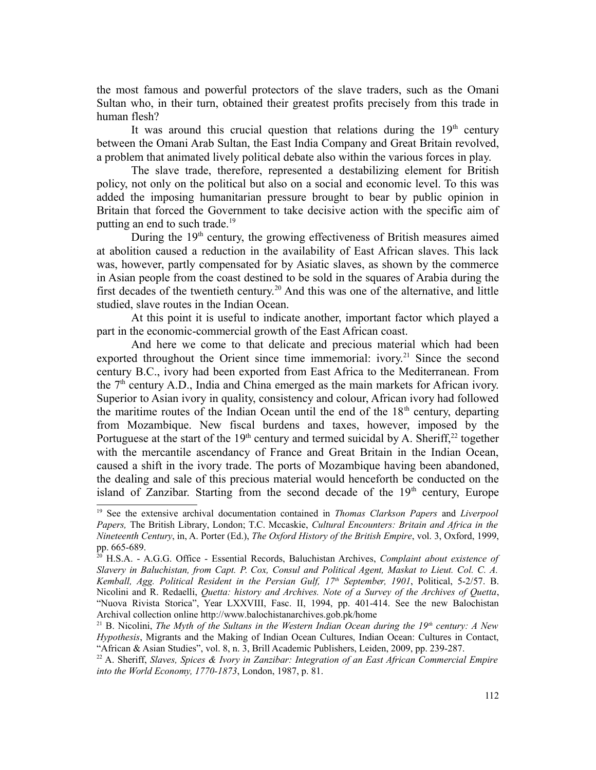the most famous and powerful protectors of the slave traders, such as the Omani Sultan who, in their turn, obtained their greatest profits precisely from this trade in human flesh?

It was around this crucial question that relations during the 19th century between the Omani Arab Sultan, the East India Company and Great Britain revolved, a problem that animated lively political debate also within the various forces in play.

The slave trade, therefore, represented a destabilizing element for British policy, not only on the political but also on a social and economic level. To this was added the imposing humanitarian pressure brought to bear by public opinion in Britain that forced the Government to take decisive action with the specific aim of putting an end to such trade.[19]

During the 19th century, the growing effectiveness of British measures aimed at abolition caused a reduction in the availability of East African slaves. This lack was, however, partly compensated for by Asiatic slaves, as shown by the commerce in Asian people from the coast destined to be sold in the squares of Arabia during the first decades of the twentieth century.[20] And this was one of the alternative, and little studied, slave routes in the Indian Ocean.

At this point it is useful to indicate another, important factor which played a part in the economic-commercial growth of the East African coast.

And here we come to that delicate and precious material which had been exported throughout the Orient since time immemorial: ivory.[21] Since the second century B.C., ivory had been exported from East Africa to the Mediterranean. From the 7th century A.D., India and China emerged as the main markets for African ivory. Superior to Asian ivory in quality, consistency and colour, African ivory had followed the maritime routes of the Indian Ocean until the end of the 18th century, departing from Mozambique. New fiscal burdens and taxes, however, imposed by the Portuguese at the start of the 19th century and termed suicidal by A. Sheriff,[22] together with the mercantile ascendancy of France and Great Britain in the Indian Ocean, caused a shift in the ivory trade. The ports of Mozambique having been abandoned, the dealing and sale of this precious material would henceforth be conducted on the island of Zanzibar. Starting from the second decade of the 19th century, Europe

---

[19] See the extensive archival documentation contained in *Thomas Clarkson Papers* and *Liverpool Papers,* The British Library, London; T.C. Mccaskie, *Cultural Encounters: Britain and Africa in the Nineteenth Century*, in, A. Porter (Ed.), *The Oxford History of the British Empire*, vol. 3, Oxford, 1999, pp. 665-689.

[20] H.S.A. - A.G.G. Office - Essential Records, Baluchistan Archives, *Complaint about existence of Slavery in Baluchistan, from Capt. P. Cox, Consul and Political Agent, Maskat to Lieut. Col. C. A. Kemball, Agg. Political Resident in the Persian Gulf, 17th September, 1901*, Political, 5-2/57. B. Nicolini and R. Redaelli, *Quetta: history and Archives. Note of a Survey of the Archives of Quetta*, "Nuova Rivista Storica", Year LXXVIII, Fasc. II, 1994, pp. 401-414. See the new Balochistan Archival collection online http://www.balochistanarchives.gob.pk/home

[21] B. Nicolini, *The Myth of the Sultans in the Western Indian Ocean during the 19th century: A New Hypothesis*, Migrants and the Making of Indian Ocean Cultures, Indian Ocean: Cultures in Contact, "African & Asian Studies", vol. 8, n. 3, Brill Academic Publishers, Leiden, 2009, pp. 239-287.

[22] A. Sheriff, *Slaves, Spices & Ivory in Zanzibar: Integration of an East African Commercial Empire into the World Economy, 1770-1873*, London, 1987, p. 81.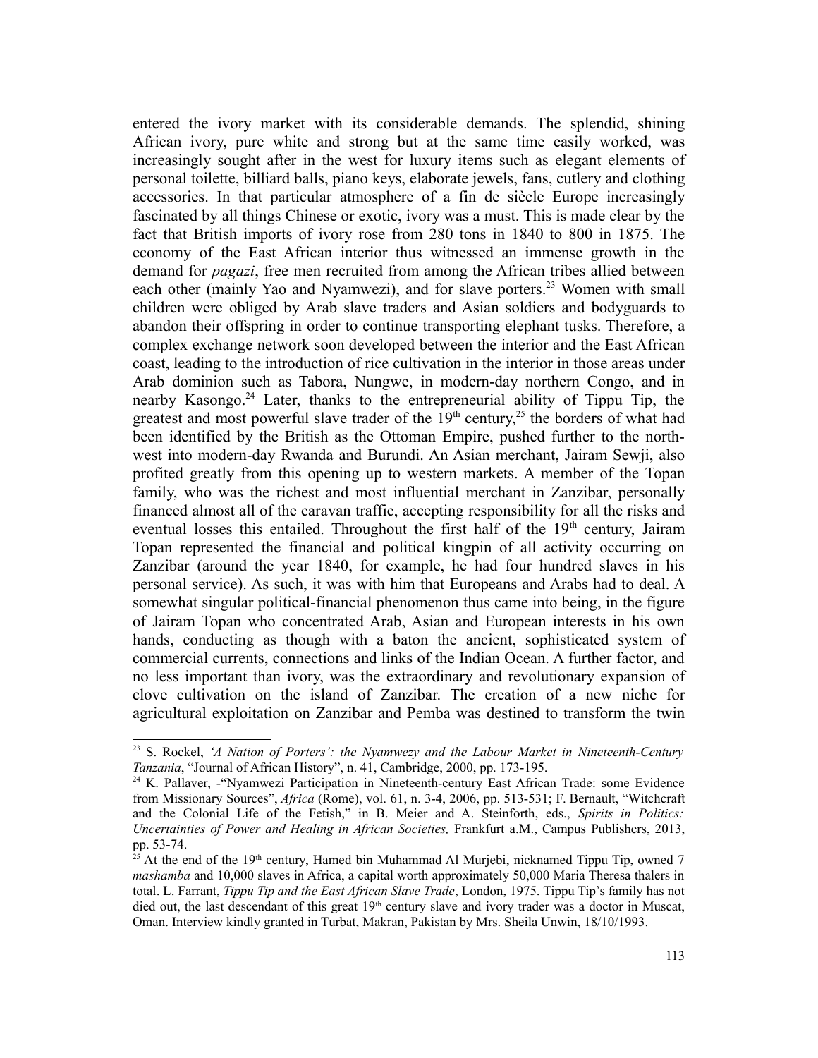entered the ivory market with its considerable demands. The splendid, shining African ivory, pure white and strong but at the same time easily worked, was increasingly sought after in the west for luxury items such as elegant elements of personal toilette, billiard balls, piano keys, elaborate jewels, fans, cutlery and clothing accessories. In that particular atmosphere of a fin de siècle Europe increasingly fascinated by all things Chinese or exotic, ivory was a must. This is made clear by the fact that British imports of ivory rose from 280 tons in 1840 to 800 in 1875. The economy of the East African interior thus witnessed an immense growth in the demand for *pagazi*, free men recruited from among the African tribes allied between each other (mainly Yao and Nyamwezi), and for slave porters.[23] Women with small children were obliged by Arab slave traders and Asian soldiers and bodyguards to abandon their offspring in order to continue transporting elephant tusks. Therefore, a complex exchange network soon developed between the interior and the East African coast, leading to the introduction of rice cultivation in the interior in those areas under Arab dominion such as Tabora, Nungwe, in modern-day northern Congo, and in nearby Kasongo.[24] Later, thanks to the entrepreneurial ability of Tippu Tip, the greatest and most powerful slave trader of the 19th century,[25] the borders of what had been identified by the British as the Ottoman Empire, pushed further to the north-west into modern-day Rwanda and Burundi. An Asian merchant, Jairam Sewji, also profited greatly from this opening up to western markets. A member of the Topan family, who was the richest and most influential merchant in Zanzibar, personally financed almost all of the caravan traffic, accepting responsibility for all the risks and eventual losses this entailed. Throughout the first half of the 19th century, Jairam Topan represented the financial and political kingpin of all activity occurring on Zanzibar (around the year 1840, for example, he had four hundred slaves in his personal service). As such, it was with him that Europeans and Arabs had to deal. A somewhat singular political-financial phenomenon thus came into being, in the figure of Jairam Topan who concentrated Arab, Asian and European interests in his own hands, conducting as though with a baton the ancient, sophisticated system of commercial currents, connections and links of the Indian Ocean. A further factor, and no less important than ivory, was the extraordinary and revolutionary expansion of clove cultivation on the island of Zanzibar. The creation of a new niche for agricultural exploitation on Zanzibar and Pemba was destined to transform the twin

---

[23] S. Rockel, *'A Nation of Porters': the Nyamwezy and the Labour Market in Nineteenth-Century Tanzania*, "Journal of African History", n. 41, Cambridge, 2000, pp. 173-195.

[24] K. Pallaver, -"Nyamwezi Participation in Nineteenth-century East African Trade: some Evidence from Missionary Sources", *Africa* (Rome), vol. 61, n. 3-4, 2006, pp. 513-531; F. Bernault, "Witchcraft and the Colonial Life of the Fetish," in B. Meier and A. Steinforth, eds., *Spirits in Politics: Uncertainties of Power and Healing in African Societies,* Frankfurt a.M., Campus Publishers, 2013, pp. 53-74.

[25] At the end of the 19th century, Hamed bin Muhammad Al Murjebi, nicknamed Tippu Tip, owned 7 *mashamba* and 10,000 slaves in Africa, a capital worth approximately 50,000 Maria Theresa thalers in total. L. Farrant, *Tippu Tip and the East African Slave Trade*, London, 1975. Tippu Tip's family has not died out, the last descendant of this great 19th century slave and ivory trader was a doctor in Muscat, Oman. Interview kindly granted in Turbat, Makran, Pakistan by Mrs. Sheila Unwin, 18/10/1993.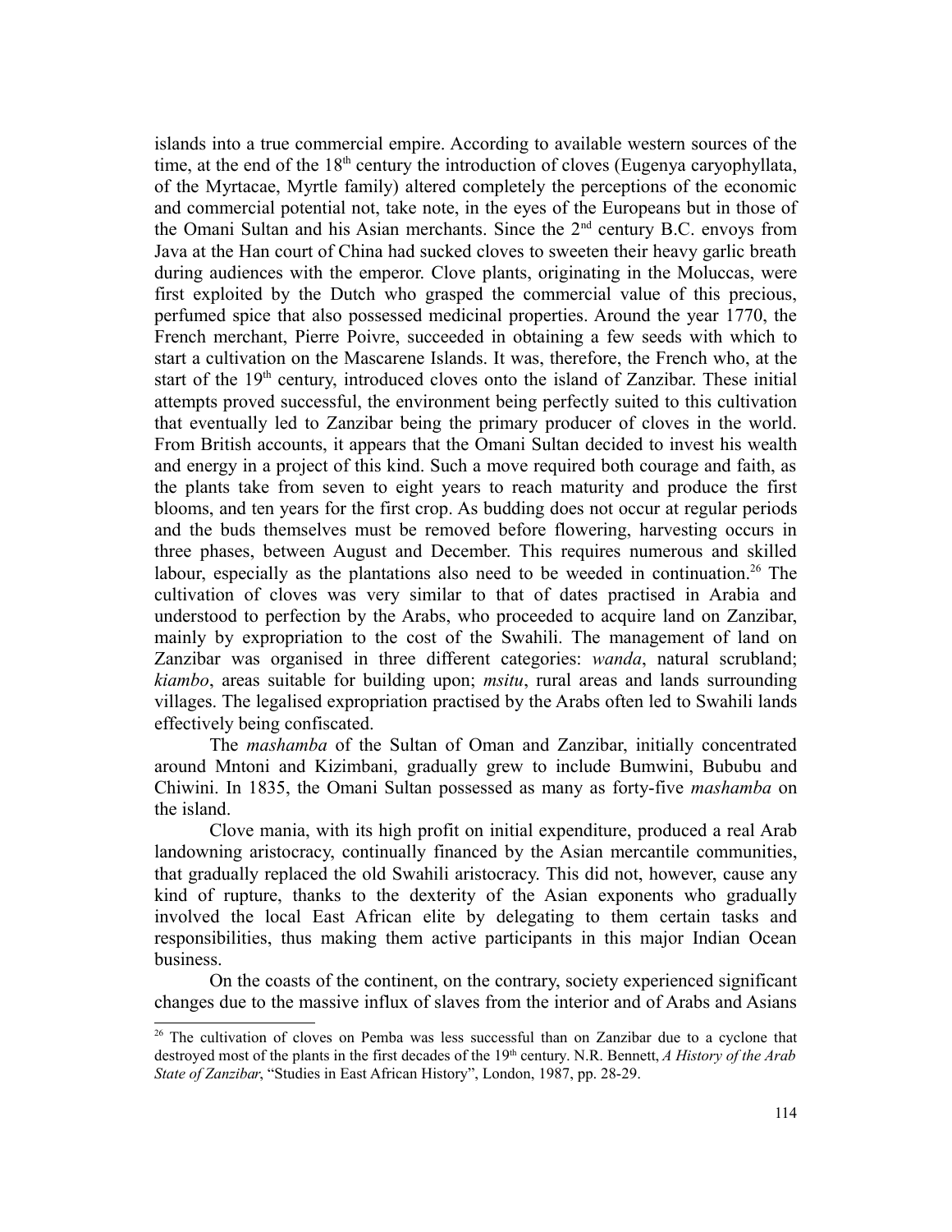islands into a true commercial empire. According to available western sources of the time, at the end of the 18th century the introduction of cloves (Eugenya caryophyllata, of the Myrtacae, Myrtle family) altered completely the perceptions of the economic and commercial potential not, take note, in the eyes of the Europeans but in those of the Omani Sultan and his Asian merchants. Since the 2nd century B.C. envoys from Java at the Han court of China had sucked cloves to sweeten their heavy garlic breath during audiences with the emperor. Clove plants, originating in the Moluccas, were first exploited by the Dutch who grasped the commercial value of this precious, perfumed spice that also possessed medicinal properties. Around the year 1770, the French merchant, Pierre Poivre, succeeded in obtaining a few seeds with which to start a cultivation on the Mascarene Islands. It was, therefore, the French who, at the start of the 19th century, introduced cloves onto the island of Zanzibar. These initial attempts proved successful, the environment being perfectly suited to this cultivation that eventually led to Zanzibar being the primary producer of cloves in the world. From British accounts, it appears that the Omani Sultan decided to invest his wealth and energy in a project of this kind. Such a move required both courage and faith, as the plants take from seven to eight years to reach maturity and produce the first blooms, and ten years for the first crop. As budding does not occur at regular periods and the buds themselves must be removed before flowering, harvesting occurs in three phases, between August and December. This requires numerous and skilled labour, especially as the plantations also need to be weeded in continuation.[26] The cultivation of cloves was very similar to that of dates practised in Arabia and understood to perfection by the Arabs, who proceeded to acquire land on Zanzibar, mainly by expropriation to the cost of the Swahili. The management of land on Zanzibar was organised in three different categories: *wanda*, natural scrubland; *kiambo*, areas suitable for building upon; *msitu*, rural areas and lands surrounding villages. The legalised expropriation practised by the Arabs often led to Swahili lands effectively being confiscated.

The *mashamba* of the Sultan of Oman and Zanzibar, initially concentrated around Mntoni and Kizimbani, gradually grew to include Bumwini, Bububu and Chiwini. In 1835, the Omani Sultan possessed as many as forty-five *mashamba* on the island.

Clove mania, with its high profit on initial expenditure, produced a real Arab landowning aristocracy, continually financed by the Asian mercantile communities, that gradually replaced the old Swahili aristocracy. This did not, however, cause any kind of rupture, thanks to the dexterity of the Asian exponents who gradually involved the local East African elite by delegating to them certain tasks and responsibilities, thus making them active participants in this major Indian Ocean business.

On the coasts of the continent, on the contrary, society experienced significant changes due to the massive influx of slaves from the interior and of Arabs and Asians

---

[26] The cultivation of cloves on Pemba was less successful than on Zanzibar due to a cyclone that destroyed most of the plants in the first decades of the 19th century. N.R. Bennett, *A History of the Arab State of Zanzibar*, "Studies in East African History", London, 1987, pp. 28-29.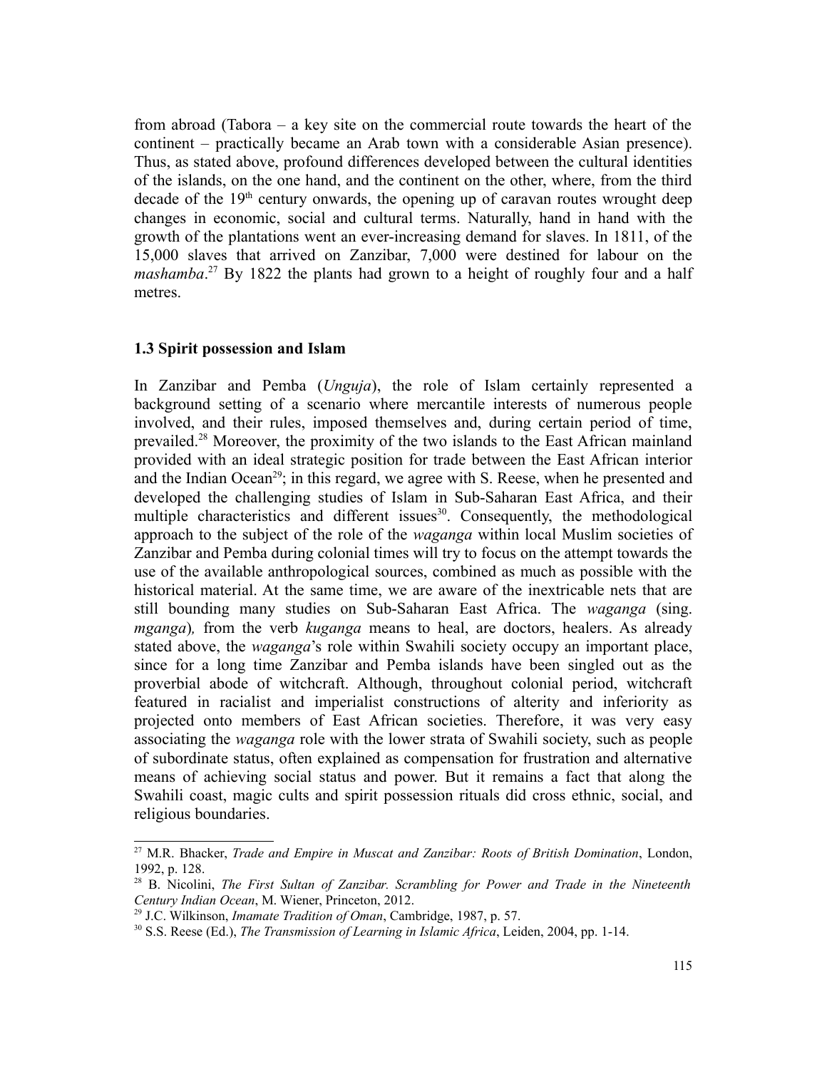from abroad (Tabora – a key site on the commercial route towards the heart of the continent – practically became an Arab town with a considerable Asian presence). Thus, as stated above, profound differences developed between the cultural identities of the islands, on the one hand, and the continent on the other, where, from the third decade of the 19th century onwards, the opening up of caravan routes wrought deep changes in economic, social and cultural terms. Naturally, hand in hand with the growth of the plantations went an ever-increasing demand for slaves. In 1811, of the 15,000 slaves that arrived on Zanzibar, 7,000 were destined for labour on the *mashamba*.[27] By 1822 the plants had grown to a height of roughly four and a half metres.

### 1.3 Spirit possession and Islam

In Zanzibar and Pemba (*Unguja*), the role of Islam certainly represented a background setting of a scenario where mercantile interests of numerous people involved, and their rules, imposed themselves and, during certain period of time, prevailed.[28] Moreover, the proximity of the two islands to the East African mainland provided with an ideal strategic position for trade between the East African interior and the Indian Ocean[29]; in this regard, we agree with S. Reese, when he presented and developed the challenging studies of Islam in Sub-Saharan East Africa, and their multiple characteristics and different issues[30]. Consequently, the methodological approach to the subject of the role of the *waganga* within local Muslim societies of Zanzibar and Pemba during colonial times will try to focus on the attempt towards the use of the available anthropological sources, combined as much as possible with the historical material. At the same time, we are aware of the inextricable nets that are still bounding many studies on Sub-Saharan East Africa. The *waganga* (sing. *mganga*)*,* from the verb *kuganga* means to heal, are doctors, healers. As already stated above, the *waganga*'s role within Swahili society occupy an important place, since for a long time Zanzibar and Pemba islands have been singled out as the proverbial abode of witchcraft. Although, throughout colonial period, witchcraft featured in racialist and imperialist constructions of alterity and inferiority as projected onto members of East African societies. Therefore, it was very easy associating the *waganga* role with the lower strata of Swahili society, such as people of subordinate status, often explained as compensation for frustration and alternative means of achieving social status and power. But it remains a fact that along the Swahili coast, magic cults and spirit possession rituals did cross ethnic, social, and religious boundaries.

---

[27] M.R. Bhacker, *Trade and Empire in Muscat and Zanzibar: Roots of British Domination*, London, 1992, p. 128.

[28] B. Nicolini, *The First Sultan of Zanzibar. Scrambling for Power and Trade in the Nineteenth Century Indian Ocean*, M. Wiener, Princeton, 2012.

[29] J.C. Wilkinson, *Imamate Tradition of Oman*, Cambridge, 1987, p. 57.

[30] S.S. Reese (Ed.), *The Transmission of Learning in Islamic Africa*, Leiden, 2004, pp. 1-14.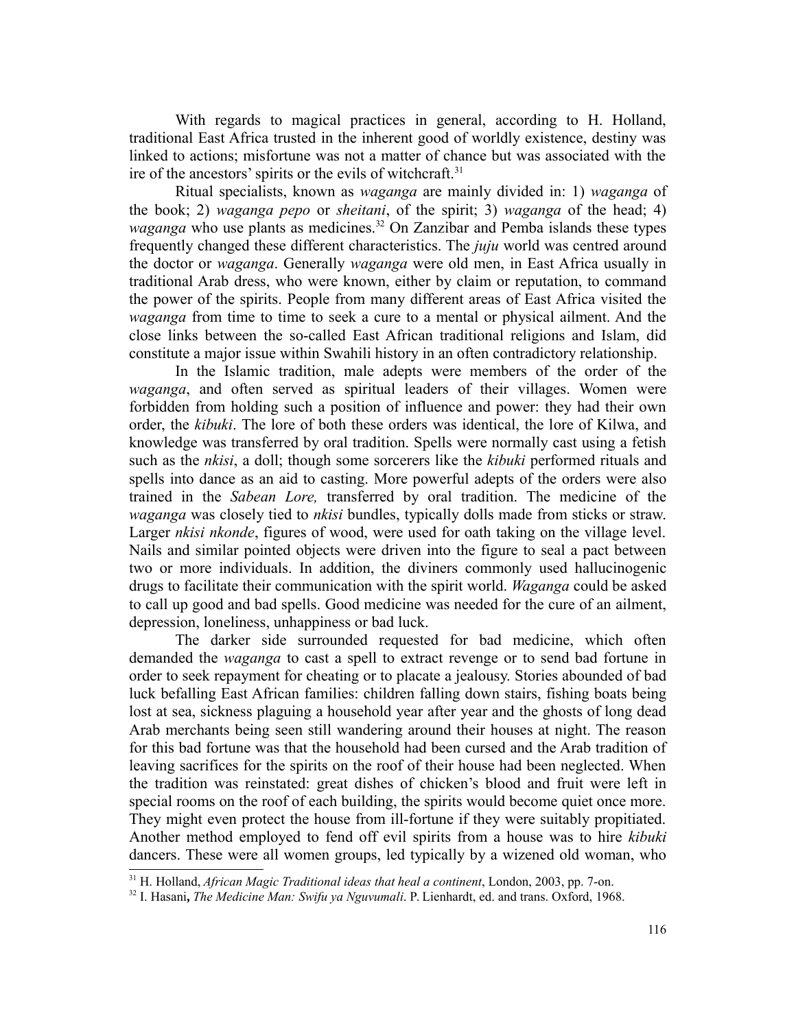With regards to magical practices in general, according to H. Holland, traditional East Africa trusted in the inherent good of worldly existence, destiny was linked to actions; misfortune was not a matter of chance but was associated with the ire of the ancestors' spirits or the evils of witchcraft.[31]

Ritual specialists, known as *waganga* are mainly divided in: 1) *waganga* of the book; 2) *waganga pepo* or *sheitani*, of the spirit; 3) *waganga* of the head; 4) *waganga* who use plants as medicines.[32] On Zanzibar and Pemba islands these types frequently changed these different characteristics. The *juju* world was centred around the doctor or *waganga*. Generally *waganga* were old men, in East Africa usually in traditional Arab dress, who were known, either by claim or reputation, to command the power of the spirits. People from many different areas of East Africa visited the *waganga* from time to time to seek a cure to a mental or physical ailment. And the close links between the so-called East African traditional religions and Islam, did constitute a major issue within Swahili history in an often contradictory relationship.

In the Islamic tradition, male adepts were members of the order of the *waganga*, and often served as spiritual leaders of their villages. Women were forbidden from holding such a position of influence and power: they had their own order, the *kibuki*. The lore of both these orders was identical, the lore of Kilwa, and knowledge was transferred by oral tradition. Spells were normally cast using a fetish such as the *nkisi*, a doll; though some sorcerers like the *kibuki* performed rituals and spells into dance as an aid to casting. More powerful adepts of the orders were also trained in the *Sabean Lore,* transferred by oral tradition. The medicine of the *waganga* was closely tied to *nkisi* bundles, typically dolls made from sticks or straw. Larger *nkisi nkonde*, figures of wood, were used for oath taking on the village level. Nails and similar pointed objects were driven into the figure to seal a pact between two or more individuals. In addition, the diviners commonly used hallucinogenic drugs to facilitate their communication with the spirit world. *Waganga* could be asked to call up good and bad spells. Good medicine was needed for the cure of an ailment, depression, loneliness, unhappiness or bad luck.

The darker side surrounded requested for bad medicine, which often demanded the *waganga* to cast a spell to extract revenge or to send bad fortune in order to seek repayment for cheating or to placate a jealousy. Stories abounded of bad luck befalling East African families: children falling down stairs, fishing boats being lost at sea, sickness plaguing a household year after year and the ghosts of long dead Arab merchants being seen still wandering around their houses at night. The reason for this bad fortune was that the household had been cursed and the Arab tradition of leaving sacrifices for the spirits on the roof of their house had been neglected. When the tradition was reinstated: great dishes of chicken's blood and fruit were left in special rooms on the roof of each building, the spirits would become quiet once more. They might even protect the house from ill-fortune if they were suitably propitiated. Another method employed to fend off evil spirits from a house was to hire *kibuki* dancers. These were all women groups, led typically by a wizened old woman, who

---

[31] H. Holland, *African Magic Traditional ideas that heal a continent*, London, 2003, pp. 7-on.

[32] I. Hasani**,** *The Medicine Man: Swifu ya Nguvumali*. P. Lienhardt, ed. and trans. Oxford, 1968.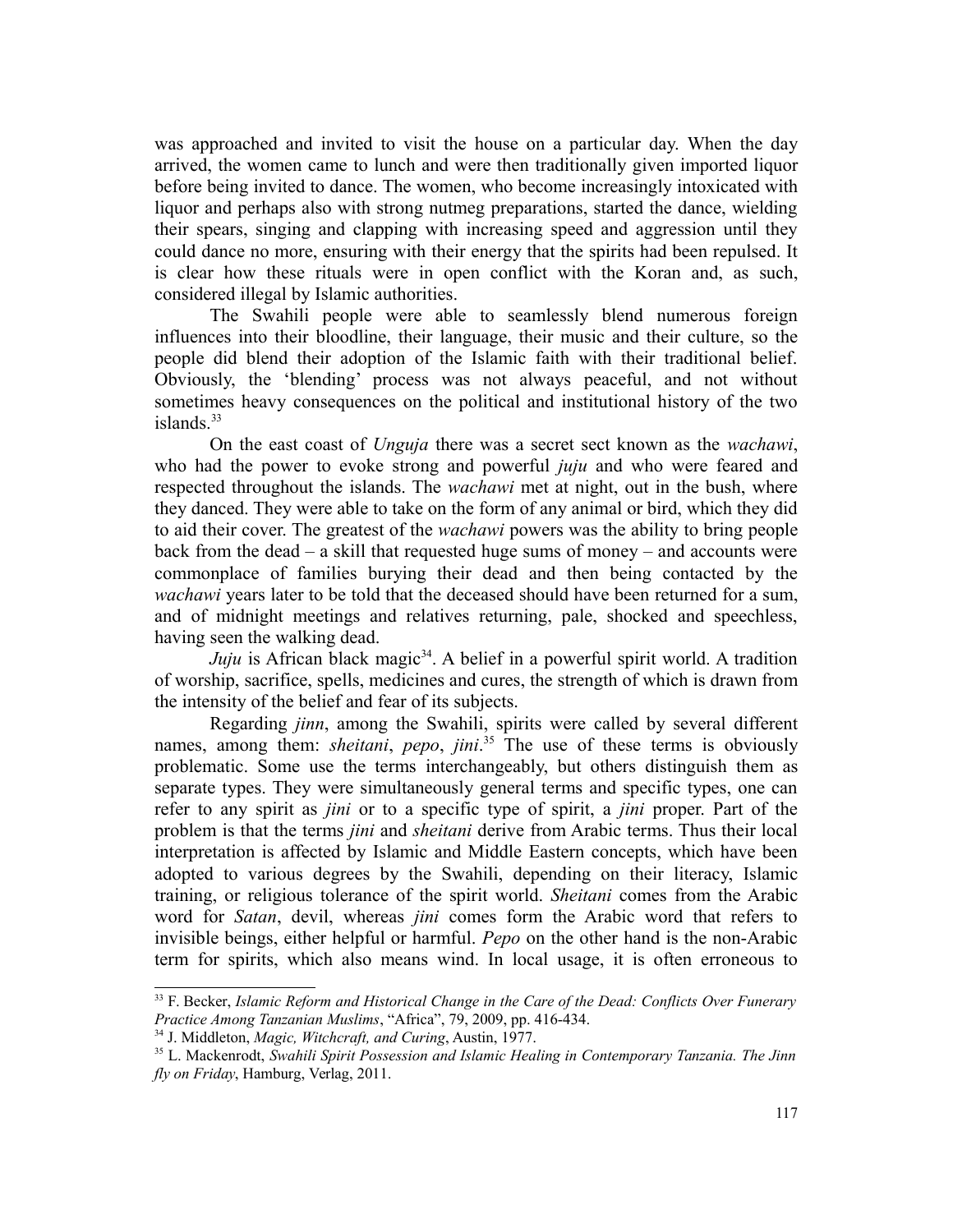was approached and invited to visit the house on a particular day. When the day arrived, the women came to lunch and were then traditionally given imported liquor before being invited to dance. The women, who become increasingly intoxicated with liquor and perhaps also with strong nutmeg preparations, started the dance, wielding their spears, singing and clapping with increasing speed and aggression until they could dance no more, ensuring with their energy that the spirits had been repulsed. It is clear how these rituals were in open conflict with the Koran and, as such, considered illegal by Islamic authorities.

The Swahili people were able to seamlessly blend numerous foreign influences into their bloodline, their language, their music and their culture, so the people did blend their adoption of the Islamic faith with their traditional belief. Obviously, the 'blending' process was not always peaceful, and not without sometimes heavy consequences on the political and institutional history of the two islands.[33]

On the east coast of *Unguja* there was a secret sect known as the *wachawi*, who had the power to evoke strong and powerful *juju* and who were feared and respected throughout the islands. The *wachawi* met at night, out in the bush, where they danced. They were able to take on the form of any animal or bird, which they did to aid their cover. The greatest of the *wachawi* powers was the ability to bring people back from the dead – a skill that requested huge sums of money – and accounts were commonplace of families burying their dead and then being contacted by the *wachawi* years later to be told that the deceased should have been returned for a sum, and of midnight meetings and relatives returning, pale, shocked and speechless, having seen the walking dead.

*Juju* is African black magic[34]. A belief in a powerful spirit world. A tradition of worship, sacrifice, spells, medicines and cures, the strength of which is drawn from the intensity of the belief and fear of its subjects.

Regarding *jinn*, among the Swahili, spirits were called by several different names, among them: *sheitani*, *pepo*, *jini*.[35] The use of these terms is obviously problematic. Some use the terms interchangeably, but others distinguish them as separate types. They were simultaneously general terms and specific types, one can refer to any spirit as *jini* or to a specific type of spirit, a *jini* proper. Part of the problem is that the terms *jini* and *sheitani* derive from Arabic terms. Thus their local interpretation is affected by Islamic and Middle Eastern concepts, which have been adopted to various degrees by the Swahili, depending on their literacy, Islamic training, or religious tolerance of the spirit world. *Sheitani* comes from the Arabic word for *Satan*, devil, whereas *jini* comes form the Arabic word that refers to invisible beings, either helpful or harmful. *Pepo* on the other hand is the non-Arabic term for spirits, which also means wind. In local usage, it is often erroneous to

---

[33] F. Becker, *Islamic Reform and Historical Change in the Care of the Dead: Conflicts Over Funerary Practice Among Tanzanian Muslims*, "Africa", 79, 2009, pp. 416-434.

[34] J. Middleton, *Magic, Witchcraft, and Curing*, Austin, 1977.

[35] L. Mackenrodt, *Swahili Spirit Possession and Islamic Healing in Contemporary Tanzania. The Jinn fly on Friday*, Hamburg, Verlag, 2011.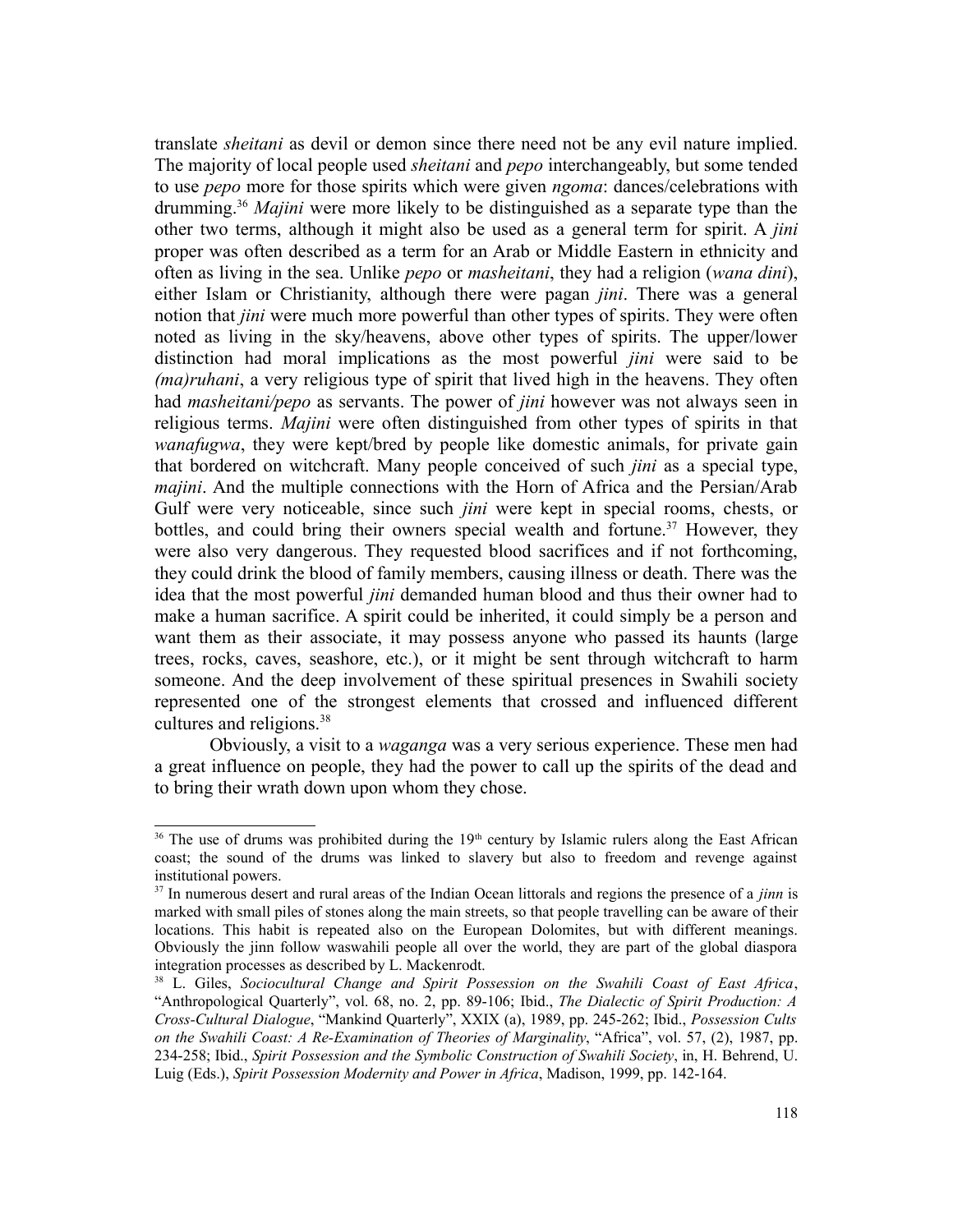translate *sheitani* as devil or demon since there need not be any evil nature implied. The majority of local people used *sheitani* and *pepo* interchangeably, but some tended to use *pepo* more for those spirits which were given *ngoma*: dances/celebrations with drumming.[36] *Majini* were more likely to be distinguished as a separate type than the other two terms, although it might also be used as a general term for spirit. A *jini* proper was often described as a term for an Arab or Middle Eastern in ethnicity and often as living in the sea. Unlike *pepo* or *masheitani*, they had a religion (*wana dini*), either Islam or Christianity, although there were pagan *jini*. There was a general notion that *jini* were much more powerful than other types of spirits. They were often noted as living in the sky/heavens, above other types of spirits. The upper/lower distinction had moral implications as the most powerful *jini* were said to be *(ma)ruhani*, a very religious type of spirit that lived high in the heavens. They often had *masheitani/pepo* as servants. The power of *jini* however was not always seen in religious terms. *Majini* were often distinguished from other types of spirits in that *wanafugwa*, they were kept/bred by people like domestic animals, for private gain that bordered on witchcraft. Many people conceived of such *jini* as a special type, *majini*. And the multiple connections with the Horn of Africa and the Persian/Arab Gulf were very noticeable, since such *jini* were kept in special rooms, chests, or bottles, and could bring their owners special wealth and fortune.[37] However, they were also very dangerous. They requested blood sacrifices and if not forthcoming, they could drink the blood of family members, causing illness or death. There was the idea that the most powerful *jini* demanded human blood and thus their owner had to make a human sacrifice. A spirit could be inherited, it could simply be a person and want them as their associate, it may possess anyone who passed its haunts (large trees, rocks, caves, seashore, etc.), or it might be sent through witchcraft to harm someone. And the deep involvement of these spiritual presences in Swahili society represented one of the strongest elements that crossed and influenced different cultures and religions.[38]

Obviously, a visit to a *waganga* was a very serious experience. These men had a great influence on people, they had the power to call up the spirits of the dead and to bring their wrath down upon whom they chose.

---

[36] The use of drums was prohibited during the 19th century by Islamic rulers along the East African coast; the sound of the drums was linked to slavery but also to freedom and revenge against institutional powers.

[37] In numerous desert and rural areas of the Indian Ocean littorals and regions the presence of a *jinn* is marked with small piles of stones along the main streets, so that people travelling can be aware of their locations. This habit is repeated also on the European Dolomites, but with different meanings. Obviously the jinn follow waswahili people all over the world, they are part of the global diaspora integration processes as described by L. Mackenrodt.

[38] L. Giles, *Sociocultural Change and Spirit Possession on the Swahili Coast of East Africa*, "Anthropological Quarterly", vol. 68, no. 2, pp. 89-106; Ibid., *The Dialectic of Spirit Production: A Cross-Cultural Dialogue*, "Mankind Quarterly", XXIX (a), 1989, pp. 245-262; Ibid., *Possession Cults on the Swahili Coast: A Re-Examination of Theories of Marginality*, "Africa", vol. 57, (2), 1987, pp. 234-258; Ibid., *Spirit Possession and the Symbolic Construction of Swahili Society*, in, H. Behrend, U. Luig (Eds.), *Spirit Possession Modernity and Power in Africa*, Madison, 1999, pp. 142-164.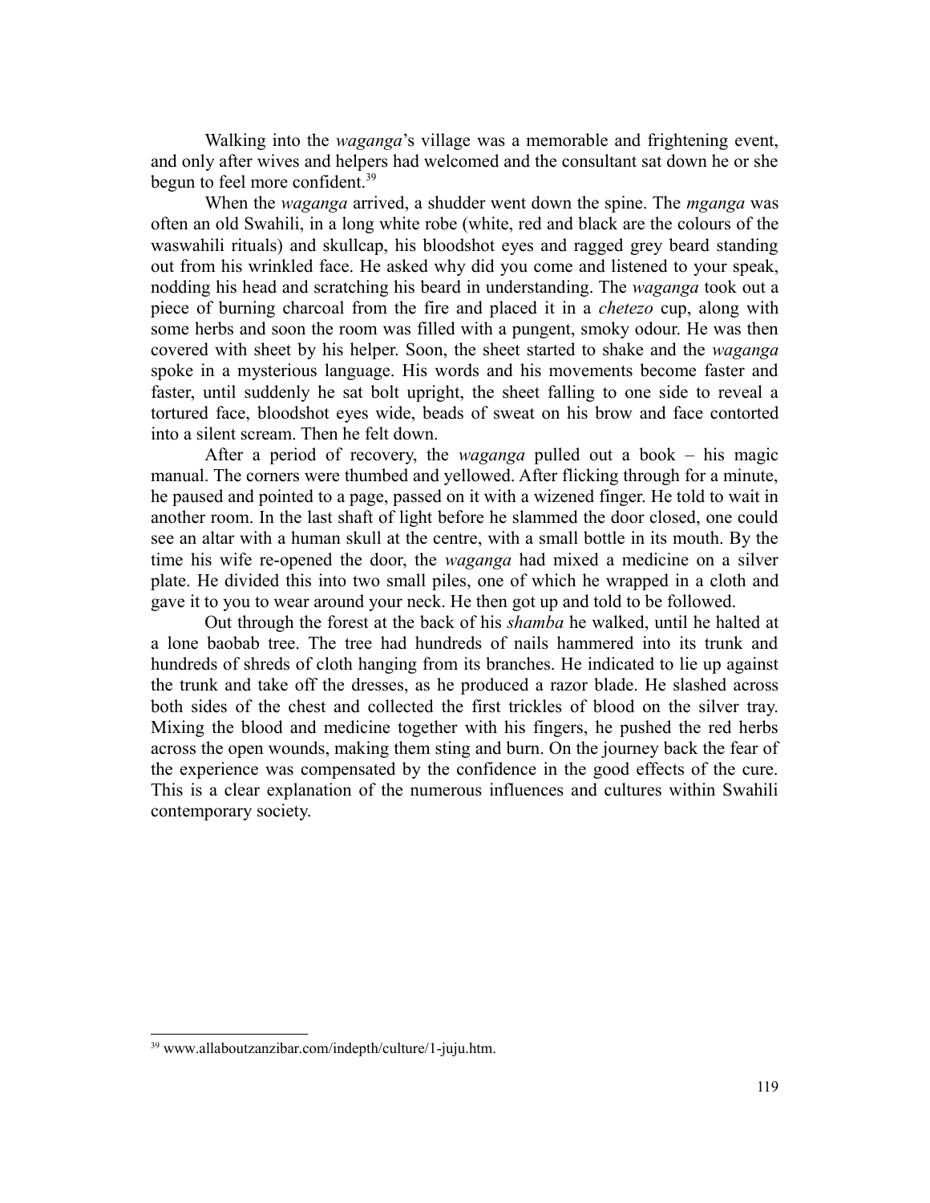Walking into the *waganga*'s village was a memorable and frightening event, and only after wives and helpers had welcomed and the consultant sat down he or she begun to feel more confident.[39]

When the *waganga* arrived, a shudder went down the spine. The *mganga* was often an old Swahili, in a long white robe (white, red and black are the colours of the waswahili rituals) and skullcap, his bloodshot eyes and ragged grey beard standing out from his wrinkled face. He asked why did you come and listened to your speak, nodding his head and scratching his beard in understanding. The *waganga* took out a piece of burning charcoal from the fire and placed it in a *chetezo* cup, along with some herbs and soon the room was filled with a pungent, smoky odour. He was then covered with sheet by his helper. Soon, the sheet started to shake and the *waganga* spoke in a mysterious language. His words and his movements become faster and faster, until suddenly he sat bolt upright, the sheet falling to one side to reveal a tortured face, bloodshot eyes wide, beads of sweat on his brow and face contorted into a silent scream. Then he felt down.

After a period of recovery, the *waganga* pulled out a book – his magic manual. The corners were thumbed and yellowed. After flicking through for a minute, he paused and pointed to a page, passed on it with a wizened finger. He told to wait in another room. In the last shaft of light before he slammed the door closed, one could see an altar with a human skull at the centre, with a small bottle in its mouth. By the time his wife re-opened the door, the *waganga* had mixed a medicine on a silver plate. He divided this into two small piles, one of which he wrapped in a cloth and gave it to you to wear around your neck. He then got up and told to be followed.

Out through the forest at the back of his *shamba* he walked, until he halted at a lone baobab tree. The tree had hundreds of nails hammered into its trunk and hundreds of shreds of cloth hanging from its branches. He indicated to lie up against the trunk and take off the dresses, as he produced a razor blade. He slashed across both sides of the chest and collected the first trickles of blood on the silver tray. Mixing the blood and medicine together with his fingers, he pushed the red herbs across the open wounds, making them sting and burn. On the journey back the fear of the experience was compensated by the confidence in the good effects of the cure. This is a clear explanation of the numerous influences and cultures within Swahili contemporary society.

[39] www.allaboutzanzibar.com/indepth/culture/1-juju.htm.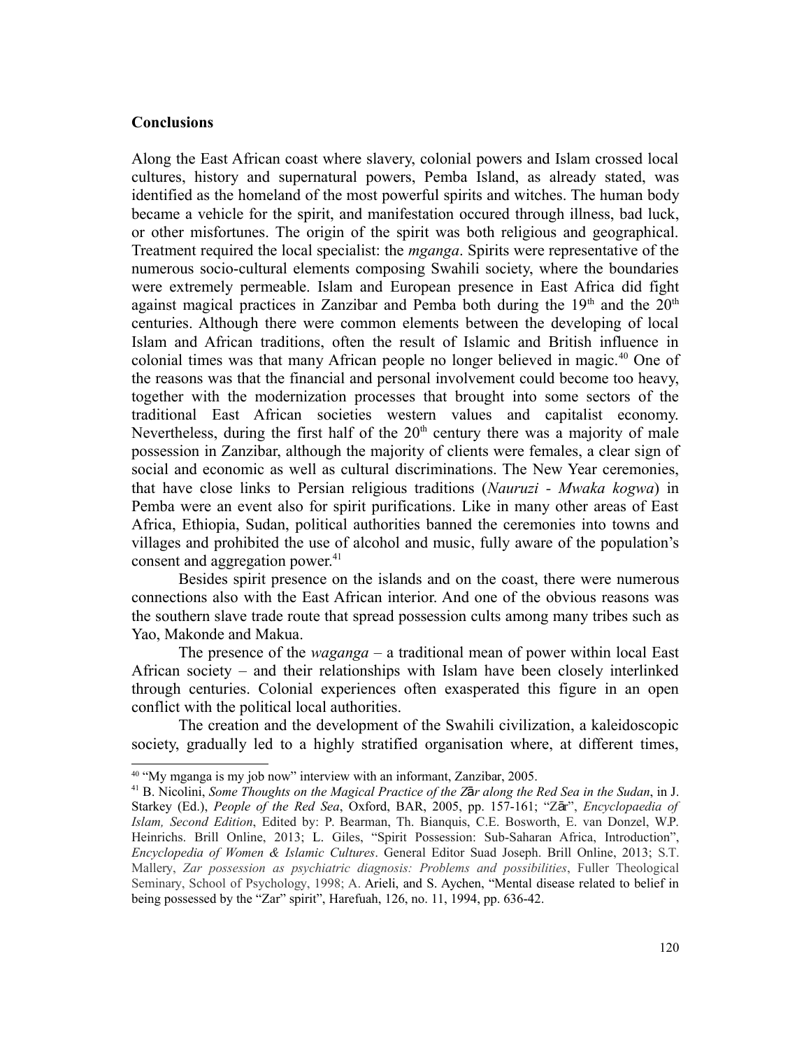## Conclusions

Along the East African coast where slavery, colonial powers and Islam crossed local cultures, history and supernatural powers, Pemba Island, as already stated, was identified as the homeland of the most powerful spirits and witches. The human body became a vehicle for the spirit, and manifestation occured through illness, bad luck, or other misfortunes. The origin of the spirit was both religious and geographical. Treatment required the local specialist: the *mganga*. Spirits were representative of the numerous socio-cultural elements composing Swahili society, where the boundaries were extremely permeable. Islam and European presence in East Africa did fight against magical practices in Zanzibar and Pemba both during the 19th and the 20th centuries. Although there were common elements between the developing of local Islam and African traditions, often the result of Islamic and British influence in colonial times was that many African people no longer believed in magic.[40] One of the reasons was that the financial and personal involvement could become too heavy, together with the modernization processes that brought into some sectors of the traditional East African societies western values and capitalist economy. Nevertheless, during the first half of the 20th century there was a majority of male possession in Zanzibar, although the majority of clients were females, a clear sign of social and economic as well as cultural discriminations. The New Year ceremonies, that have close links to Persian religious traditions (*Nauruzi - Mwaka kogwa*) in Pemba were an event also for spirit purifications. Like in many other areas of East Africa, Ethiopia, Sudan, political authorities banned the ceremonies into towns and villages and prohibited the use of alcohol and music, fully aware of the population's consent and aggregation power.[41]

Besides spirit presence on the islands and on the coast, there were numerous connections also with the East African interior. And one of the obvious reasons was the southern slave trade route that spread possession cults among many tribes such as Yao, Makonde and Makua.

The presence of the *waganga* – a traditional mean of power within local East African society – and their relationships with Islam have been closely interlinked through centuries. Colonial experiences often exasperated this figure in an open conflict with the political local authorities.

The creation and the development of the Swahili civilization, a kaleidoscopic society, gradually led to a highly stratified organisation where, at different times,

---

[40] "My mganga is my job now" interview with an informant, Zanzibar, 2005.

[41] B. Nicolini, *Some Thoughts on the Magical Practice of the Zār along the Red Sea in the Sudan*, in J. Starkey (Ed.), *People of the Red Sea*, Oxford, BAR, 2005, pp. 157-161; "Zār", *Encyclopaedia of Islam, Second Edition*, Edited by: P. Bearman, Th. Bianquis, C.E. Bosworth, E. van Donzel, W.P. Heinrichs. Brill Online, 2013; L. Giles, "Spirit Possession: Sub-Saharan Africa, Introduction", *Encyclopedia of Women & Islamic Cultures*. General Editor Suad Joseph. Brill Online, 2013; S.T. Mallery, *Zar possession as psychiatric diagnosis: Problems and possibilities*, Fuller Theological Seminary, School of Psychology, 1998; A. Arieli, and S. Aychen, "Mental disease related to belief in being possessed by the "Zar" spirit", Harefuah, 126, no. 11, 1994, pp. 636-42.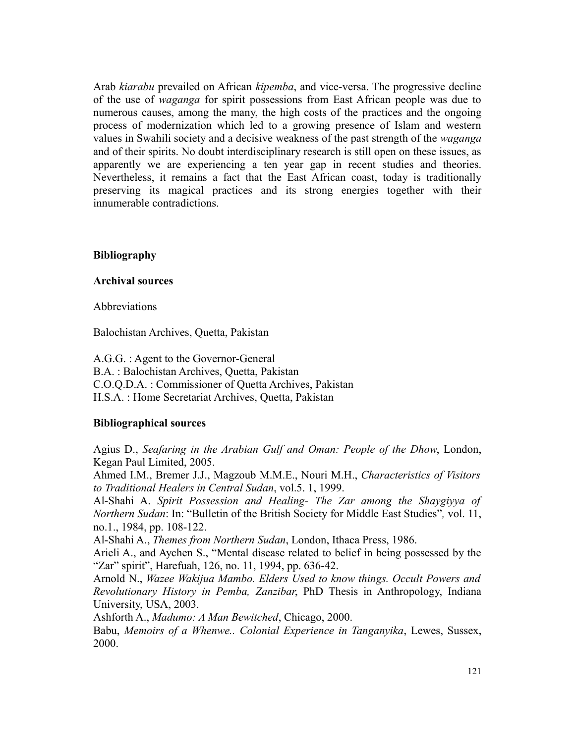Arab *kiarabu* prevailed on African *kipemba*, and vice-versa. The progressive decline of the use of *waganga* for spirit possessions from East African people was due to numerous causes, among the many, the high costs of the practices and the ongoing process of modernization which led to a growing presence of Islam and western values in Swahili society and a decisive weakness of the past strength of the *waganga* and of their spirits. No doubt interdisciplinary research is still open on these issues, as apparently we are experiencing a ten year gap in recent studies and theories. Nevertheless, it remains a fact that the East African coast, today is traditionally preserving its magical practices and its strong energies together with their innumerable contradictions.

## Bibliography

### Archival sources

Abbreviations

Balochistan Archives, Quetta, Pakistan

A.G.G. : Agent to the Governor-General
B.A. : Balochistan Archives, Quetta, Pakistan
C.O.Q.D.A. : Commissioner of Quetta Archives, Pakistan
H.S.A. : Home Secretariat Archives, Quetta, Pakistan

### Bibliographical sources

Agius D., *Seafaring in the Arabian Gulf and Oman: People of the Dhow*, London, Kegan Paul Limited, 2005.
Ahmed I.M., Bremer J.J., Magzoub M.M.E., Nouri M.H., *Characteristics of Visitors to Traditional Healers in Central Sudan*, vol.5. 1, 1999.
Al-Shahi A. *Spirit Possession and Healing- The Zar among the Shaygiyya of Northern Sudan*: In: "Bulletin of the British Society for Middle East Studies"*,* vol. 11, no.1., 1984, pp. 108-122.
Al-Shahi A., *Themes from Northern Sudan*, London, Ithaca Press, 1986.
Arieli A., and Aychen S., "Mental disease related to belief in being possessed by the "Zar" spirit", Harefuah, 126, no. 11, 1994, pp. 636-42.
Arnold N., *Wazee Wakijua Mambo. Elders Used to know things. Occult Powers and Revolutionary History in Pemba, Zanzibar*, PhD Thesis in Anthropology, Indiana University, USA, 2003.
Ashforth A., *Madumo: A Man Bewitched*, Chicago, 2000.
Babu, *Memoirs of a Whenwe.. Colonial Experience in Tanganyika*, Lewes, Sussex, 2000.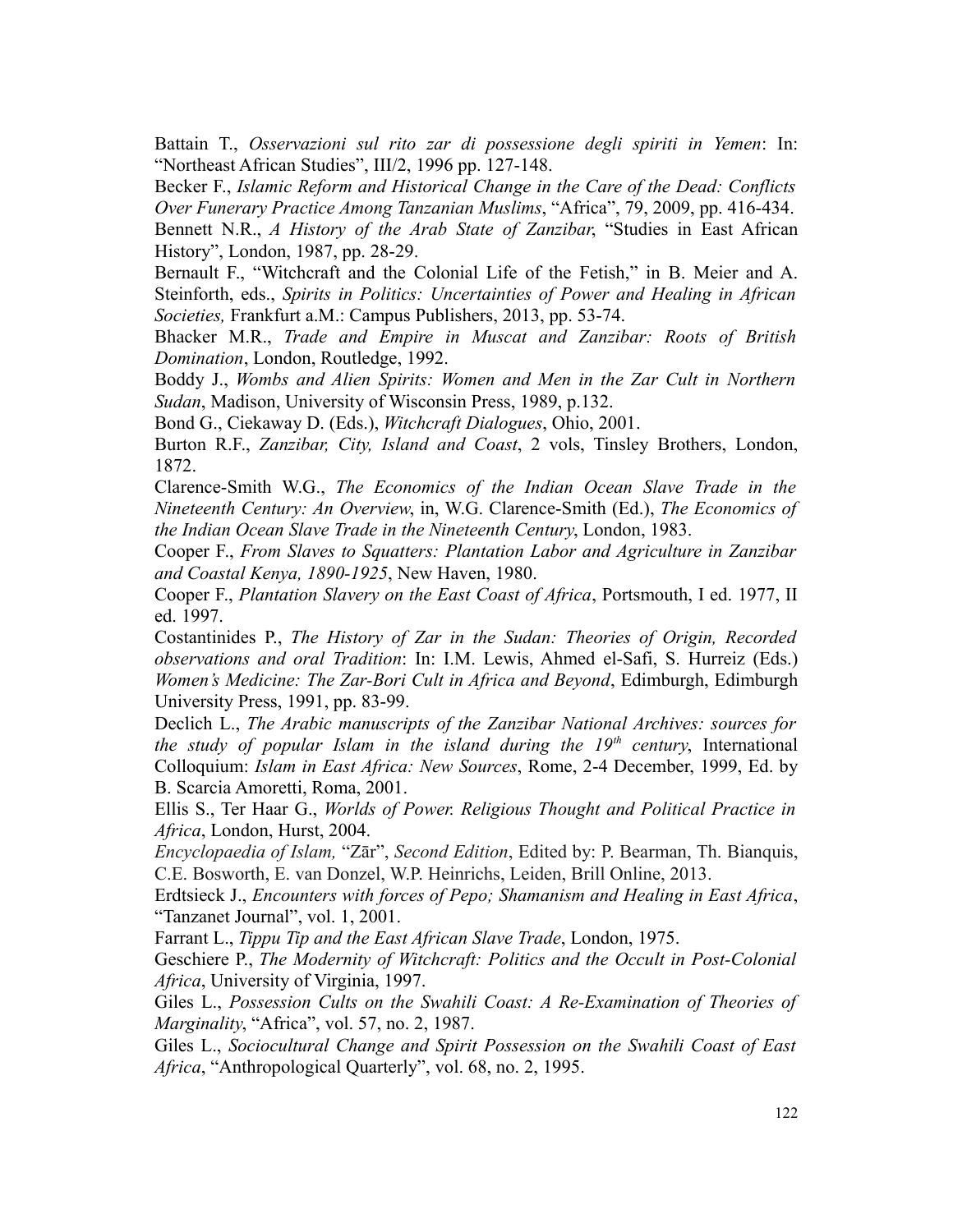Battain T., *Osservazioni sul rito zar di possessione degli spiriti in Yemen*: In: "Northeast African Studies", III/2, 1996 pp. 127-148.

Becker F., *Islamic Reform and Historical Change in the Care of the Dead: Conflicts Over Funerary Practice Among Tanzanian Muslims*, "Africa", 79, 2009, pp. 416-434.

Bennett N.R., *A History of the Arab State of Zanzibar*, "Studies in East African History", London, 1987, pp. 28-29.

Bernault F., "Witchcraft and the Colonial Life of the Fetish," in B. Meier and A. Steinforth, eds., *Spirits in Politics: Uncertainties of Power and Healing in African Societies,* Frankfurt a.M.: Campus Publishers, 2013, pp. 53-74.

Bhacker M.R., *Trade and Empire in Muscat and Zanzibar: Roots of British Domination*, London, Routledge, 1992.

Boddy J., *Wombs and Alien Spirits: Women and Men in the Zar Cult in Northern Sudan*, Madison, University of Wisconsin Press, 1989, p.132.

Bond G., Ciekaway D. (Eds.), *Witchcraft Dialogues*, Ohio, 2001.

Burton R.F., *Zanzibar, City, Island and Coast*, 2 vols, Tinsley Brothers, London, 1872.

Clarence-Smith W.G., *The Economics of the Indian Ocean Slave Trade in the Nineteenth Century: An Overview*, in, W.G. Clarence-Smith (Ed.), *The Economics of the Indian Ocean Slave Trade in the Nineteenth Century*, London, 1983.

Cooper F., *From Slaves to Squatters: Plantation Labor and Agriculture in Zanzibar and Coastal Kenya, 1890-1925*, New Haven, 1980.

Cooper F., *Plantation Slavery on the East Coast of Africa*, Portsmouth, I ed. 1977, II ed. 1997.

Costantinides P., *The History of Zar in the Sudan: Theories of Origin, Recorded observations and oral Tradition*: In: I.M. Lewis, Ahmed el-Safi, S. Hurreiz (Eds.) *Women's Medicine: The Zar-Bori Cult in Africa and Beyond*, Edimburgh, Edimburgh University Press, 1991, pp. 83-99.

Declich L., *The Arabic manuscripts of the Zanzibar National Archives: sources for the study of popular Islam in the island during the 19th century*, International Colloquium: *Islam in East Africa: New Sources*, Rome, 2-4 December, 1999, Ed. by B. Scarcia Amoretti, Roma, 2001.

Ellis S., Ter Haar G., *Worlds of Power. Religious Thought and Political Practice in Africa*, London, Hurst, 2004.

*Encyclopaedia of Islam,* "Zār", *Second Edition*, Edited by: P. Bearman, Th. Bianquis, C.E. Bosworth, E. van Donzel, W.P. Heinrichs, Leiden, Brill Online, 2013.

Erdtsieck J., *Encounters with forces of Pepo; Shamanism and Healing in East Africa*, "Tanzanet Journal", vol. 1, 2001.

Farrant L., *Tippu Tip and the East African Slave Trade*, London, 1975.

Geschiere P., *The Modernity of Witchcraft: Politics and the Occult in Post-Colonial Africa*, University of Virginia, 1997.

Giles L., *Possession Cults on the Swahili Coast: A Re-Examination of Theories of Marginality*, "Africa", vol. 57, no. 2, 1987.

Giles L., *Sociocultural Change and Spirit Possession on the Swahili Coast of East Africa*, "Anthropological Quarterly", vol. 68, no. 2, 1995.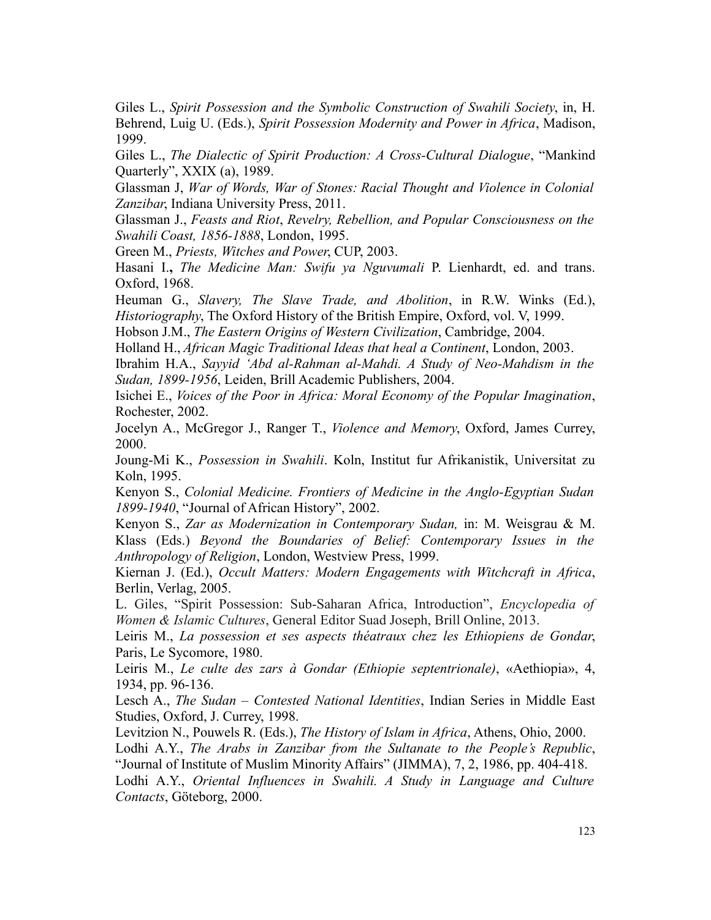Giles L., *Spirit Possession and the Symbolic Construction of Swahili Society*, in, H. Behrend, Luig U. (Eds.), *Spirit Possession Modernity and Power in Africa*, Madison, 1999.

Giles L., *The Dialectic of Spirit Production: A Cross-Cultural Dialogue*, "Mankind Quarterly", XXIX (a), 1989.

Glassman J, *War of Words, War of Stones: Racial Thought and Violence in Colonial Zanzibar*, Indiana University Press, 2011.

Glassman J., *Feasts and Riot*, *Revelry, Rebellion, and Popular Consciousness on the Swahili Coast, 1856-1888*, London, 1995.

Green M., *Priests, Witches and Power*, CUP, 2003.

Hasani I.**,** *The Medicine Man: Swifu ya Nguvumali* P. Lienhardt, ed. and trans. Oxford, 1968.

Heuman G., *Slavery, The Slave Trade, and Abolition*, in R.W. Winks (Ed.), *Historiography*, The Oxford History of the British Empire, Oxford, vol. V, 1999.

Hobson J.M., *The Eastern Origins of Western Civilization*, Cambridge, 2004.

Holland H., *African Magic Traditional Ideas that heal a Continent*, London, 2003.

Ibrahim H.A., *Sayyid 'Abd al-Rahman al-Mahdi. A Study of Neo-Mahdism in the Sudan, 1899-1956*, Leiden, Brill Academic Publishers, 2004.

Isichei E., *Voices of the Poor in Africa: Moral Economy of the Popular Imagination*, Rochester, 2002.

Jocelyn A., McGregor J., Ranger T., *Violence and Memory*, Oxford, James Currey, 2000.

Joung-Mi K., *Possession in Swahili*. Koln, Institut fur Afrikanistik, Universitat zu Koln, 1995.

Kenyon S., *Colonial Medicine. Frontiers of Medicine in the Anglo-Egyptian Sudan 1899-1940*, "Journal of African History", 2002.

Kenyon S., *Zar as Modernization in Contemporary Sudan,* in: M. Weisgrau & M. Klass (Eds.) *Beyond the Boundaries of Belief: Contemporary Issues in the Anthropology of Religion*, London, Westview Press, 1999.

Kiernan J. (Ed.), *Occult Matters: Modern Engagements with Witchcraft in Africa*, Berlin, Verlag, 2005.

L. Giles, "Spirit Possession: Sub-Saharan Africa, Introduction", *Encyclopedia of Women & Islamic Cultures*, General Editor Suad Joseph, Brill Online, 2013.

Leiris M., *La possession et ses aspects théatraux chez les Ethiopiens de Gondar*, Paris, Le Sycomore, 1980.

Leiris M., *Le culte des zars à Gondar (Ethiopie septentrionale)*, «Aethiopia», 4, 1934, pp. 96-136.

Lesch A., *The Sudan – Contested National Identities*, Indian Series in Middle East Studies, Oxford, J. Currey, 1998.

Levitzion N., Pouwels R. (Eds.), *The History of Islam in Africa*, Athens, Ohio, 2000.

Lodhi A.Y., *The Arabs in Zanzibar from the Sultanate to the People's Republic*, "Journal of Institute of Muslim Minority Affairs" (JIMMA), 7, 2, 1986, pp. 404-418.

Lodhi A.Y., *Oriental Influences in Swahili. A Study in Language and Culture Contacts*, Göteborg, 2000.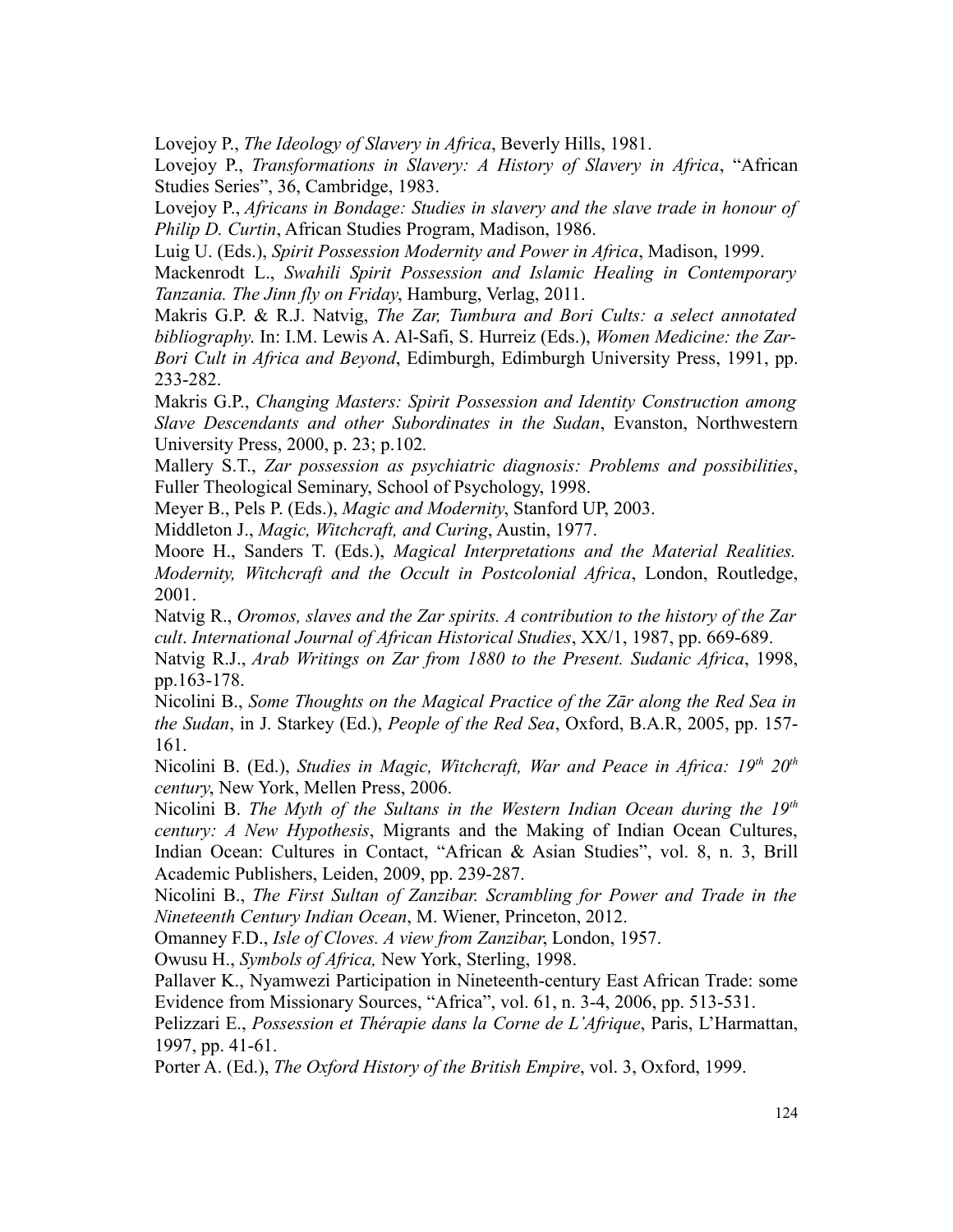Lovejoy P., *The Ideology of Slavery in Africa*, Beverly Hills, 1981.

Lovejoy P., *Transformations in Slavery: A History of Slavery in Africa*, "African Studies Series", 36, Cambridge, 1983.

Lovejoy P., *Africans in Bondage: Studies in slavery and the slave trade in honour of Philip D. Curtin*, African Studies Program, Madison, 1986.

Luig U. (Eds.), *Spirit Possession Modernity and Power in Africa*, Madison, 1999.

Mackenrodt L., *Swahili Spirit Possession and Islamic Healing in Contemporary Tanzania. The Jinn fly on Friday*, Hamburg, Verlag, 2011.

Makris G.P. & R.J. Natvig, *The Zar, Tumbura and Bori Cults: a select annotated bibliography*. In: I.M. Lewis A. Al-Safi, S. Hurreiz (Eds.), *Women Medicine: the Zar-Bori Cult in Africa and Beyond*, Edimburgh, Edimburgh University Press, 1991, pp. 233-282.

Makris G.P., *Changing Masters: Spirit Possession and Identity Construction among Slave Descendants and other Subordinates in the Sudan*, Evanston, Northwestern University Press, 2000, p. 23; p.102.

Mallery S.T., *Zar possession as psychiatric diagnosis: Problems and possibilities*, Fuller Theological Seminary, School of Psychology, 1998.

Meyer B., Pels P. (Eds.), *Magic and Modernity*, Stanford UP, 2003.

Middleton J., *Magic, Witchcraft, and Curing*, Austin, 1977.

Moore H., Sanders T. (Eds.), *Magical Interpretations and the Material Realities. Modernity, Witchcraft and the Occult in Postcolonial Africa*, London, Routledge, 2001.

Natvig R., *Oromos, slaves and the Zar spirits. A contribution to the history of the Zar cult*. *International Journal of African Historical Studies*, XX/1, 1987, pp. 669-689.

Natvig R.J., *Arab Writings on Zar from 1880 to the Present. Sudanic Africa*, 1998, pp.163-178.

Nicolini B., *Some Thoughts on the Magical Practice of the Zār along the Red Sea in the Sudan*, in J. Starkey (Ed.), *People of the Red Sea*, Oxford, B.A.R, 2005, pp. 157-161.

Nicolini B. (Ed.), *Studies in Magic, Witchcraft, War and Peace in Africa: 19th 20th century*, New York, Mellen Press, 2006.

Nicolini B. *The Myth of the Sultans in the Western Indian Ocean during the 19th century: A New Hypothesis*, Migrants and the Making of Indian Ocean Cultures, Indian Ocean: Cultures in Contact, "African & Asian Studies", vol. 8, n. 3, Brill Academic Publishers, Leiden, 2009, pp. 239-287.

Nicolini B., *The First Sultan of Zanzibar. Scrambling for Power and Trade in the Nineteenth Century Indian Ocean*, M. Wiener, Princeton, 2012.

Omanney F.D., *Isle of Cloves. A view from Zanzibar*, London, 1957.

Owusu H., *Symbols of Africa,* New York, Sterling, 1998.

Pallaver K., Nyamwezi Participation in Nineteenth-century East African Trade: some Evidence from Missionary Sources, "Africa", vol. 61, n. 3-4, 2006, pp. 513-531.

Pelizzari E., *Possession et Thérapie dans la Corne de L'Afrique*, Paris, L'Harmattan, 1997, pp. 41-61.

Porter A. (Ed.), *The Oxford History of the British Empire*, vol. 3, Oxford, 1999.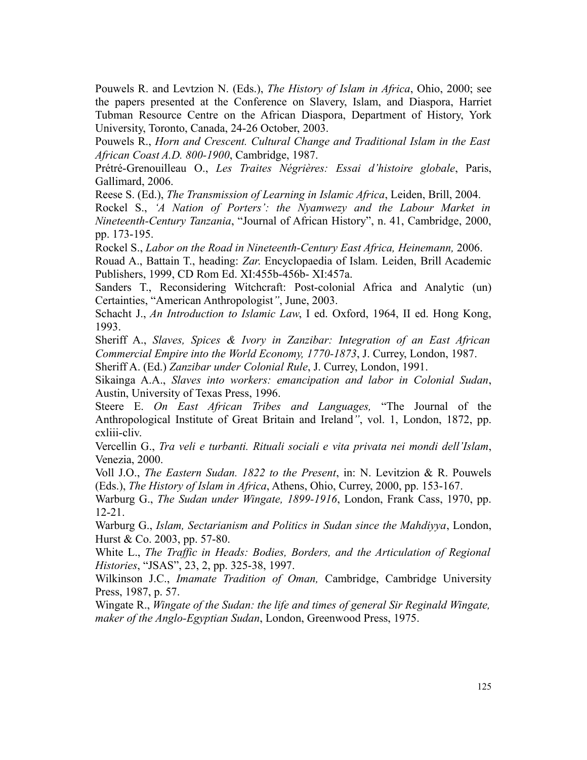Pouwels R. and Levtzion N. (Eds.), *The History of Islam in Africa*, Ohio, 2000; see the papers presented at the Conference on Slavery, Islam, and Diaspora, Harriet Tubman Resource Centre on the African Diaspora, Department of History, York University, Toronto, Canada, 24-26 October, 2003.

Pouwels R., *Horn and Crescent. Cultural Change and Traditional Islam in the East African Coast A.D. 800-1900*, Cambridge, 1987.

Prétré-Grenouilleau O., *Les Traites Négrières: Essai d'histoire globale*, Paris, Gallimard, 2006.

Reese S. (Ed.), *The Transmission of Learning in Islamic Africa*, Leiden, Brill, 2004.

Rockel S., *'A Nation of Porters': the Nyamwezy and the Labour Market in Nineteenth-Century Tanzania*, "Journal of African History", n. 41, Cambridge, 2000, pp. 173-195.

Rockel S., *Labor on the Road in Nineteenth-Century East Africa, Heinemann,* 2006.

Rouad A., Battain T., heading: *Zar*. Encyclopaedia of Islam. Leiden, Brill Academic Publishers, 1999, CD Rom Ed. XI:455b-456b- XI:457a.

Sanders T., Reconsidering Witchcraft: Post-colonial Africa and Analytic (un) Certainties, "American Anthropologist*"*, June, 2003.

Schacht J., *An Introduction to Islamic Law*, I ed. Oxford, 1964, II ed. Hong Kong, 1993.

Sheriff A., *Slaves, Spices & Ivory in Zanzibar: Integration of an East African Commercial Empire into the World Economy, 1770-1873*, J. Currey, London, 1987.

Sheriff A. (Ed.) *Zanzibar under Colonial Rule*, J. Currey, London, 1991.

Sikainga A.A., *Slaves into workers: emancipation and labor in Colonial Sudan*, Austin, University of Texas Press, 1996.

Steere E. *On East African Tribes and Languages,* "The Journal of the Anthropological Institute of Great Britain and Ireland*"*, vol. 1, London, 1872, pp. cxliii-cliv.

Vercellin G., *Tra veli e turbanti. Rituali sociali e vita privata nei mondi dell'Islam*, Venezia, 2000.

Voll J.O., *The Eastern Sudan. 1822 to the Present*, in: N. Levitzion & R. Pouwels (Eds.), *The History of Islam in Africa*, Athens, Ohio, Currey, 2000, pp. 153-167.

Warburg G., *The Sudan under Wingate, 1899-1916*, London, Frank Cass, 1970, pp. 12-21.

Warburg G., *Islam, Sectarianism and Politics in Sudan since the Mahdiyya*, London, Hurst & Co. 2003, pp. 57-80.

White L., *The Traffic in Heads: Bodies, Borders, and the Articulation of Regional Histories*, "JSAS", 23, 2, pp. 325-38, 1997.

Wilkinson J.C., *Imamate Tradition of Oman,* Cambridge, Cambridge University Press, 1987, p. 57.

Wingate R., *Wingate of the Sudan: the life and times of general Sir Reginald Wingate, maker of the Anglo-Egyptian Sudan*, London, Greenwood Press, 1975.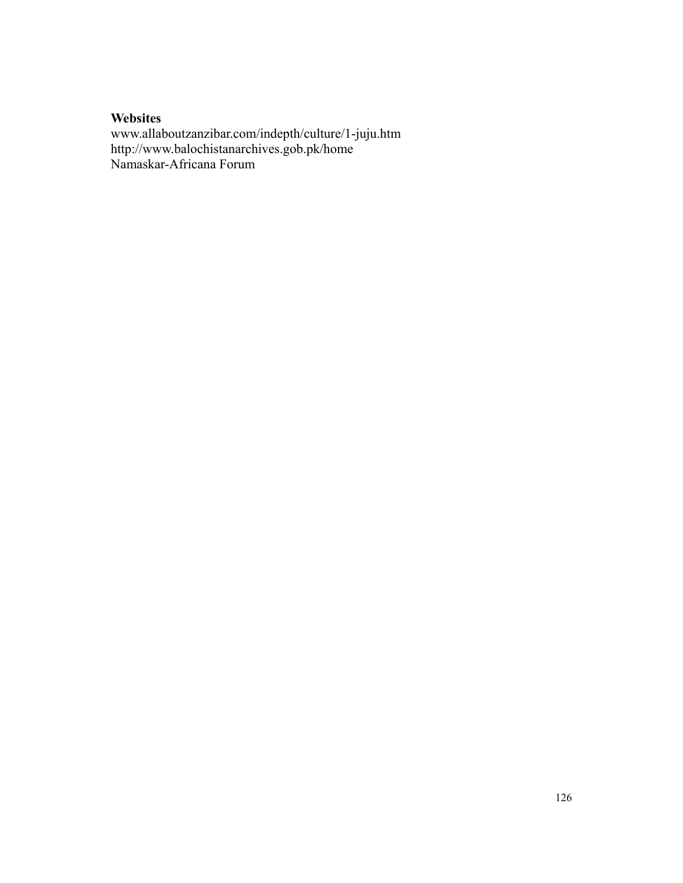**Websites**

www.allaboutzanzibar.com/indepth/culture/1-juju.htm
http://www.balochistanarchives.gob.pk/home
Namaskar-Africana Forum